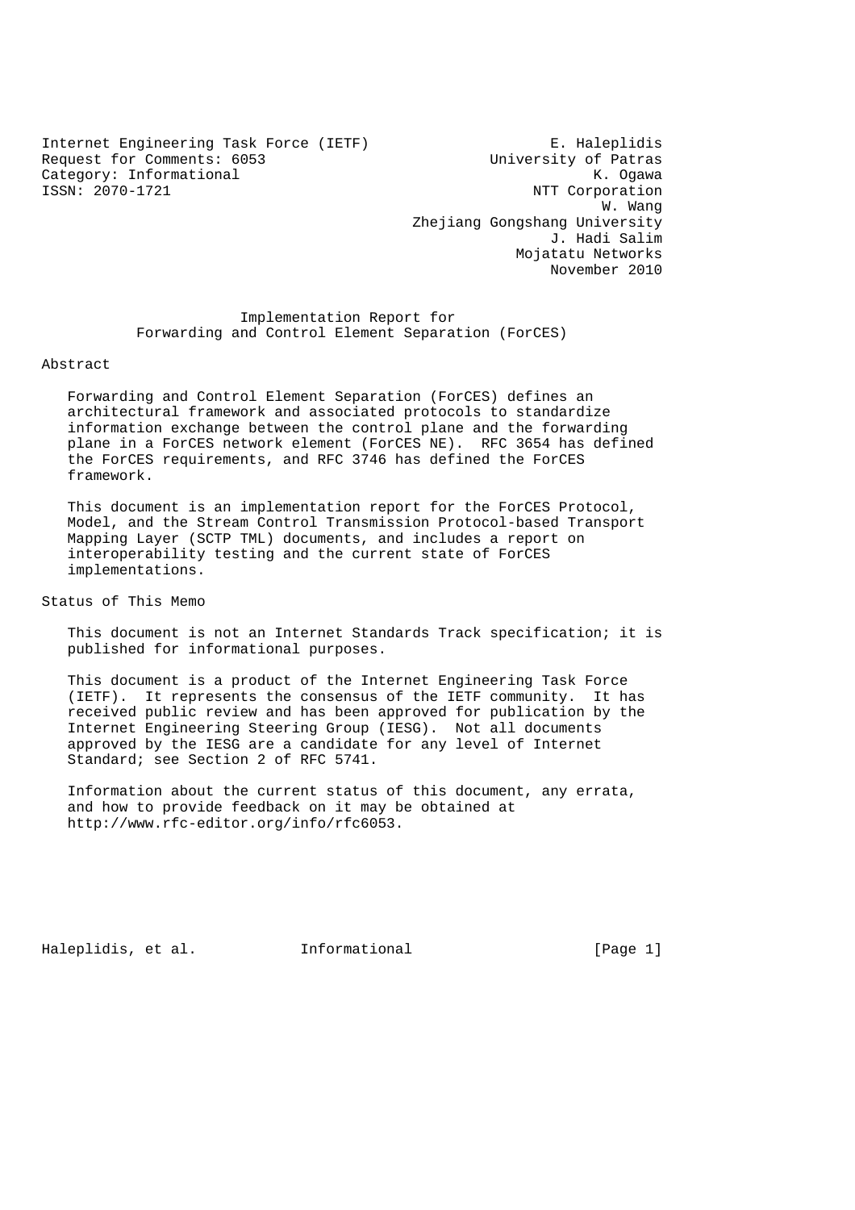Internet Engineering Task Force (IETF) — E. Haleplidis, University of Patras
Request for Comments: 6053 — K. Ogawa, NTT Corporation
Category: Informational — W. Wang, Zhejiang Gongshang University
ISSN: 2070-1721 — J. Hadi Salim, Mojatatu Networks
November 2010

# Implementation Report for Forwarding and Control Element Separation (ForCES)

## Abstract

Forwarding and Control Element Separation (ForCES) defines an architectural framework and associated protocols to standardize information exchange between the control plane and the forwarding plane in a ForCES network element (ForCES NE). RFC 3654 has defined the ForCES requirements, and RFC 3746 has defined the ForCES framework.

This document is an implementation report for the ForCES Protocol, Model, and the Stream Control Transmission Protocol-based Transport Mapping Layer (SCTP TML) documents, and includes a report on interoperability testing and the current state of ForCES implementations.

## Status of This Memo

This document is not an Internet Standards Track specification; it is published for informational purposes.

This document is a product of the Internet Engineering Task Force (IETF). It represents the consensus of the IETF community. It has received public review and has been approved for publication by the Internet Engineering Steering Group (IESG). Not all documents approved by the IESG are a candidate for any level of Internet Standard; see Section 2 of RFC 5741.

Information about the current status of this document, any errata, and how to provide feedback on it may be obtained at http://www.rfc-editor.org/info/rfc6053.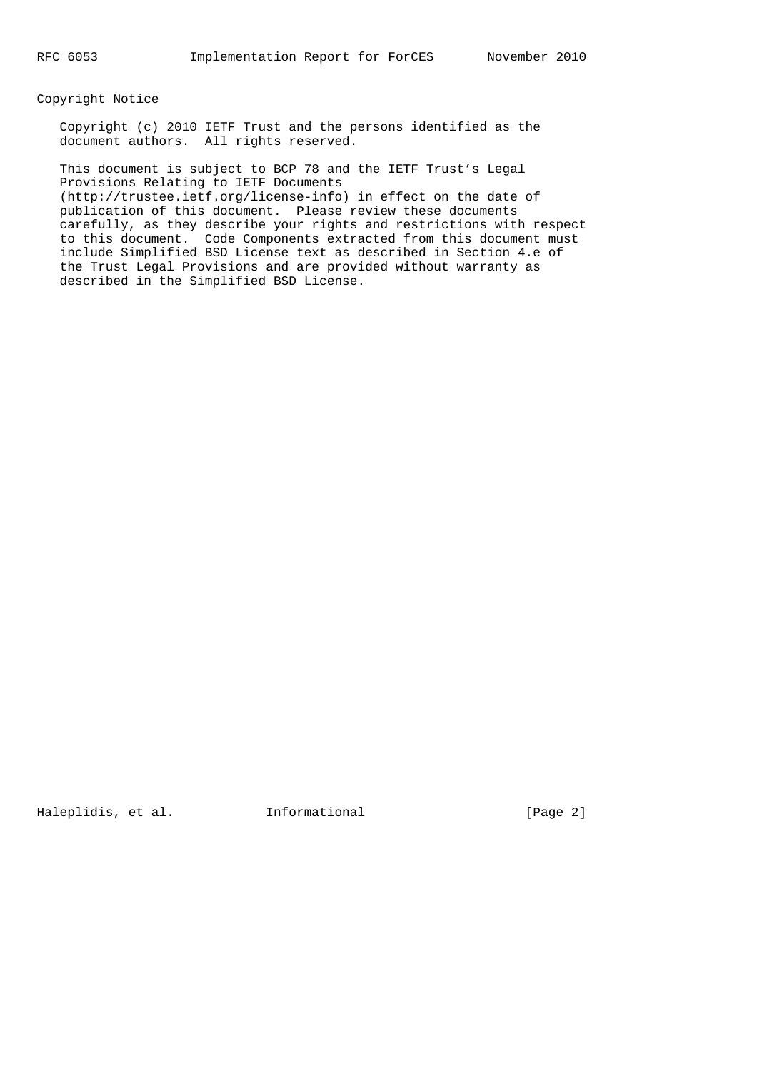## Copyright Notice

Copyright (c) 2010 IETF Trust and the persons identified as the document authors. All rights reserved.

This document is subject to BCP 78 and the IETF Trust's Legal Provisions Relating to IETF Documents (http://trustee.ietf.org/license-info) in effect on the date of publication of this document. Please review these documents carefully, as they describe your rights and restrictions with respect to this document. Code Components extracted from this document must include Simplified BSD License text as described in Section 4.e of the Trust Legal Provisions and are provided without warranty as described in the Simplified BSD License.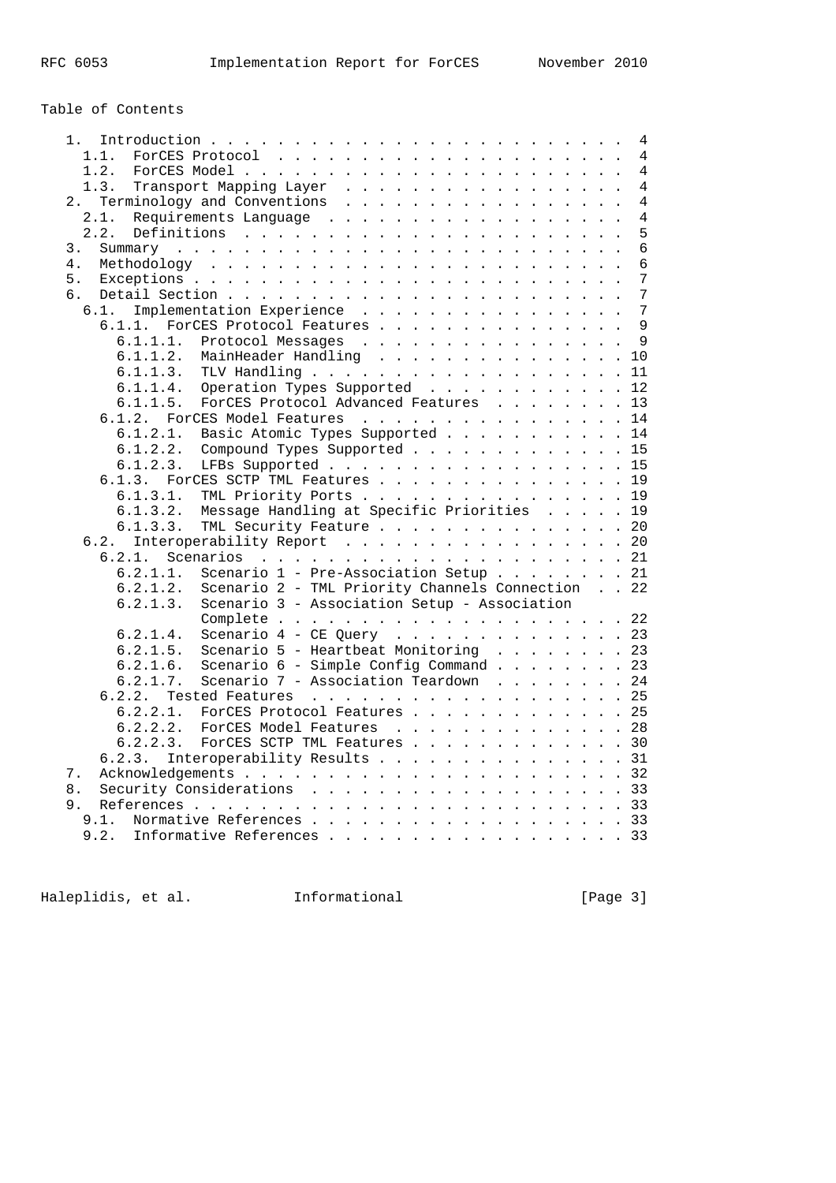Table of Contents

```
   1.  Introduction . . . . . . . . . . . . . . . . . . . . . . . . .  4
     1.1.  ForCES Protocol  . . . . . . . . . . . . . . . . . . . . .  4
     1.2.  ForCES Model . . . . . . . . . . . . . . . . . . . . . . .  4
     1.3.  Transport Mapping Layer  . . . . . . . . . . . . . . . . .  4
   2.  Terminology and Conventions  . . . . . . . . . . . . . . . . .  4
     2.1.  Requirements Language  . . . . . . . . . . . . . . . . . .  4
     2.2.  Definitions  . . . . . . . . . . . . . . . . . . . . . . .  5
   3.  Summary  . . . . . . . . . . . . . . . . . . . . . . . . . . .  6
   4.  Methodology  . . . . . . . . . . . . . . . . . . . . . . . . .  6
   5.  Exceptions . . . . . . . . . . . . . . . . . . . . . . . . . .  7
   6.  Detail Section . . . . . . . . . . . . . . . . . . . . . . . .  7
     6.1.  Implementation Experience  . . . . . . . . . . . . . . . .  7
       6.1.1.  ForCES Protocol Features . . . . . . . . . . . . . . .  9
         6.1.1.1.  Protocol Messages  . . . . . . . . . . . . . . . .  9
         6.1.1.2.  MainHeader Handling  . . . . . . . . . . . . . . . 10
         6.1.1.3.  TLV Handling . . . . . . . . . . . . . . . . . . . 11
         6.1.1.4.  Operation Types Supported  . . . . . . . . . . . . 12
         6.1.1.5.  ForCES Protocol Advanced Features  . . . . . . . . 13
       6.1.2.  ForCES Model Features  . . . . . . . . . . . . . . . . 14
         6.1.2.1.  Basic Atomic Types Supported . . . . . . . . . . . 14
         6.1.2.2.  Compound Types Supported . . . . . . . . . . . . . 15
         6.1.2.3.  LFBs Supported . . . . . . . . . . . . . . . . . . 15
       6.1.3.  ForCES SCTP TML Features . . . . . . . . . . . . . . . 19
         6.1.3.1.  TML Priority Ports . . . . . . . . . . . . . . . . 19
         6.1.3.2.  Message Handling at Specific Priorities  . . . . . 19
         6.1.3.3.  TML Security Feature . . . . . . . . . . . . . . . 20
     6.2.  Interoperability Report  . . . . . . . . . . . . . . . . . 20
       6.2.1.  Scenarios  . . . . . . . . . . . . . . . . . . . . . . 21
         6.2.1.1.  Scenario 1 - Pre-Association Setup . . . . . . . . 21
         6.2.1.2.  Scenario 2 - TML Priority Channels Connection  . . 22
         6.2.1.3.  Scenario 3 - Association Setup - Association
                   Complete . . . . . . . . . . . . . . . . . . . . . 22
         6.2.1.4.  Scenario 4 - CE Query  . . . . . . . . . . . . . . 23
         6.2.1.5.  Scenario 5 - Heartbeat Monitoring  . . . . . . . . 23
         6.2.1.6.  Scenario 6 - Simple Config Command . . . . . . . . 23
         6.2.1.7.  Scenario 7 - Association Teardown  . . . . . . . . 24
       6.2.2.  Tested Features  . . . . . . . . . . . . . . . . . . . 25
         6.2.2.1.  ForCES Protocol Features . . . . . . . . . . . . . 25
         6.2.2.2.  ForCES Model Features  . . . . . . . . . . . . . . 28
         6.2.2.3.  ForCES SCTP TML Features . . . . . . . . . . . . . 30
       6.2.3.  Interoperability Results . . . . . . . . . . . . . . . 31
   7.  Acknowledgements . . . . . . . . . . . . . . . . . . . . . . . 32
   8.  Security Considerations  . . . . . . . . . . . . . . . . . . . 33
   9.  References . . . . . . . . . . . . . . . . . . . . . . . . . . 33
     9.1.  Normative References . . . . . . . . . . . . . . . . . . . 33
     9.2.  Informative References . . . . . . . . . . . . . . . . . . 33
```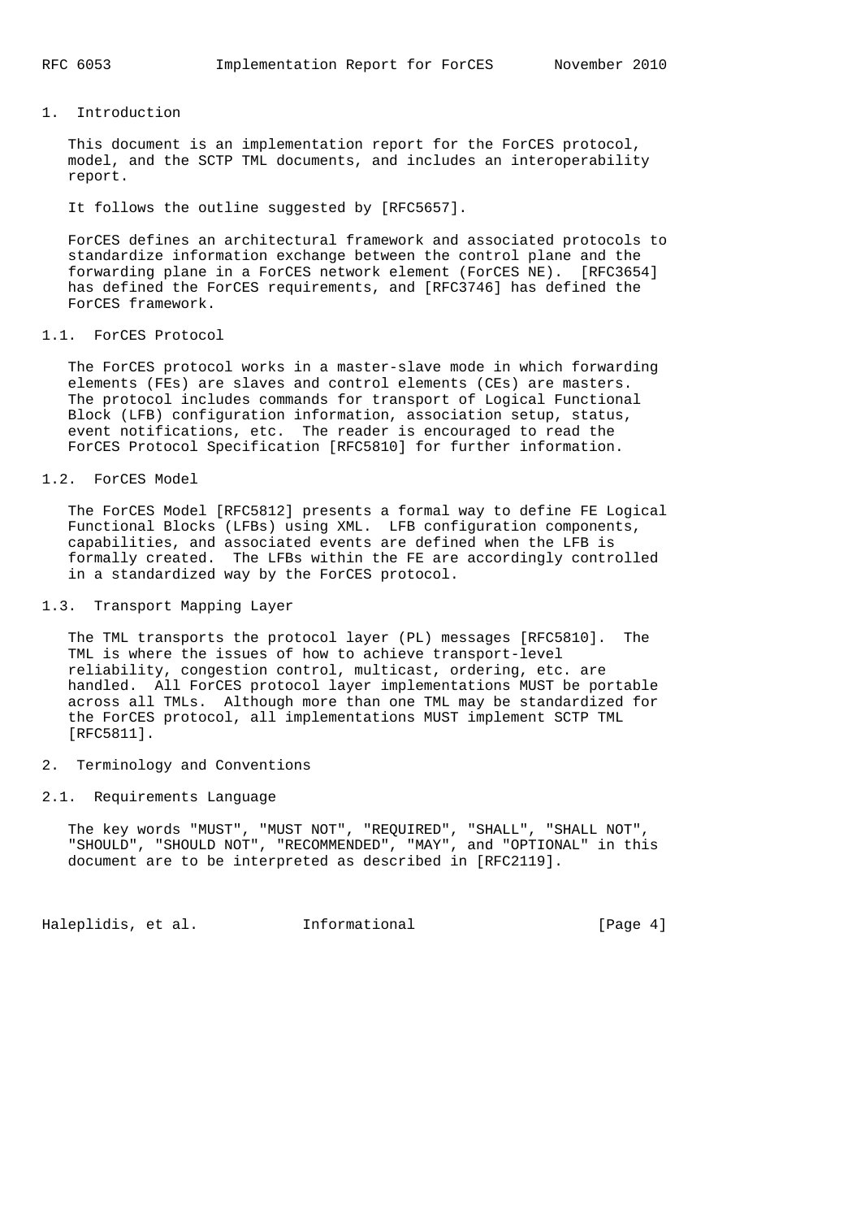# 1. Introduction

This document is an implementation report for the ForCES protocol, model, and the SCTP TML documents, and includes an interoperability report.

It follows the outline suggested by [RFC5657].

ForCES defines an architectural framework and associated protocols to standardize information exchange between the control plane and the forwarding plane in a ForCES network element (ForCES NE). [RFC3654] has defined the ForCES requirements, and [RFC3746] has defined the ForCES framework.

## 1.1. ForCES Protocol

The ForCES protocol works in a master-slave mode in which forwarding elements (FEs) are slaves and control elements (CEs) are masters. The protocol includes commands for transport of Logical Functional Block (LFB) configuration information, association setup, status, event notifications, etc. The reader is encouraged to read the ForCES Protocol Specification [RFC5810] for further information.

## 1.2. ForCES Model

The ForCES Model [RFC5812] presents a formal way to define FE Logical Functional Blocks (LFBs) using XML. LFB configuration components, capabilities, and associated events are defined when the LFB is formally created. The LFBs within the FE are accordingly controlled in a standardized way by the ForCES protocol.

## 1.3. Transport Mapping Layer

The TML transports the protocol layer (PL) messages [RFC5810]. The TML is where the issues of how to achieve transport-level reliability, congestion control, multicast, ordering, etc. are handled. All ForCES protocol layer implementations MUST be portable across all TMLs. Although more than one TML may be standardized for the ForCES protocol, all implementations MUST implement SCTP TML [RFC5811].

# 2. Terminology and Conventions

## 2.1. Requirements Language

The key words "MUST", "MUST NOT", "REQUIRED", "SHALL", "SHALL NOT", "SHOULD", "SHOULD NOT", "RECOMMENDED", "MAY", and "OPTIONAL" in this document are to be interpreted as described in [RFC2119].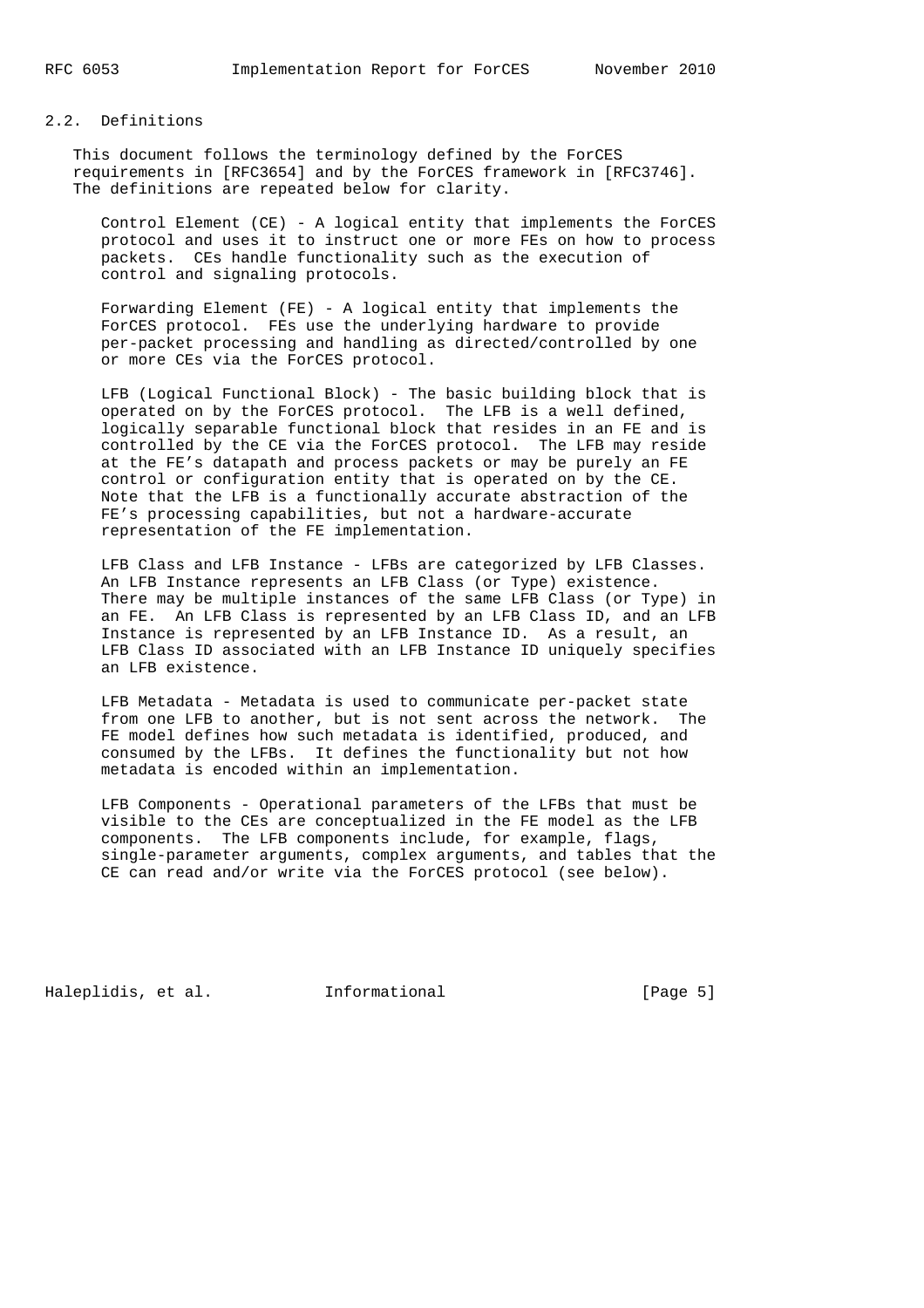### 2.2. Definitions

This document follows the terminology defined by the ForCES requirements in [RFC3654] and by the ForCES framework in [RFC3746]. The definitions are repeated below for clarity.

Control Element (CE) - A logical entity that implements the ForCES protocol and uses it to instruct one or more FEs on how to process packets. CEs handle functionality such as the execution of control and signaling protocols.

Forwarding Element (FE) - A logical entity that implements the ForCES protocol. FEs use the underlying hardware to provide per-packet processing and handling as directed/controlled by one or more CEs via the ForCES protocol.

LFB (Logical Functional Block) - The basic building block that is operated on by the ForCES protocol. The LFB is a well defined, logically separable functional block that resides in an FE and is controlled by the CE via the ForCES protocol. The LFB may reside at the FE's datapath and process packets or may be purely an FE control or configuration entity that is operated on by the CE. Note that the LFB is a functionally accurate abstraction of the FE's processing capabilities, but not a hardware-accurate representation of the FE implementation.

LFB Class and LFB Instance - LFBs are categorized by LFB Classes. An LFB Instance represents an LFB Class (or Type) existence. There may be multiple instances of the same LFB Class (or Type) in an FE. An LFB Class is represented by an LFB Class ID, and an LFB Instance is represented by an LFB Instance ID. As a result, an LFB Class ID associated with an LFB Instance ID uniquely specifies an LFB existence.

LFB Metadata - Metadata is used to communicate per-packet state from one LFB to another, but is not sent across the network. The FE model defines how such metadata is identified, produced, and consumed by the LFBs. It defines the functionality but not how metadata is encoded within an implementation.

LFB Components - Operational parameters of the LFBs that must be visible to the CEs are conceptualized in the FE model as the LFB components. The LFB components include, for example, flags, single-parameter arguments, complex arguments, and tables that the CE can read and/or write via the ForCES protocol (see below).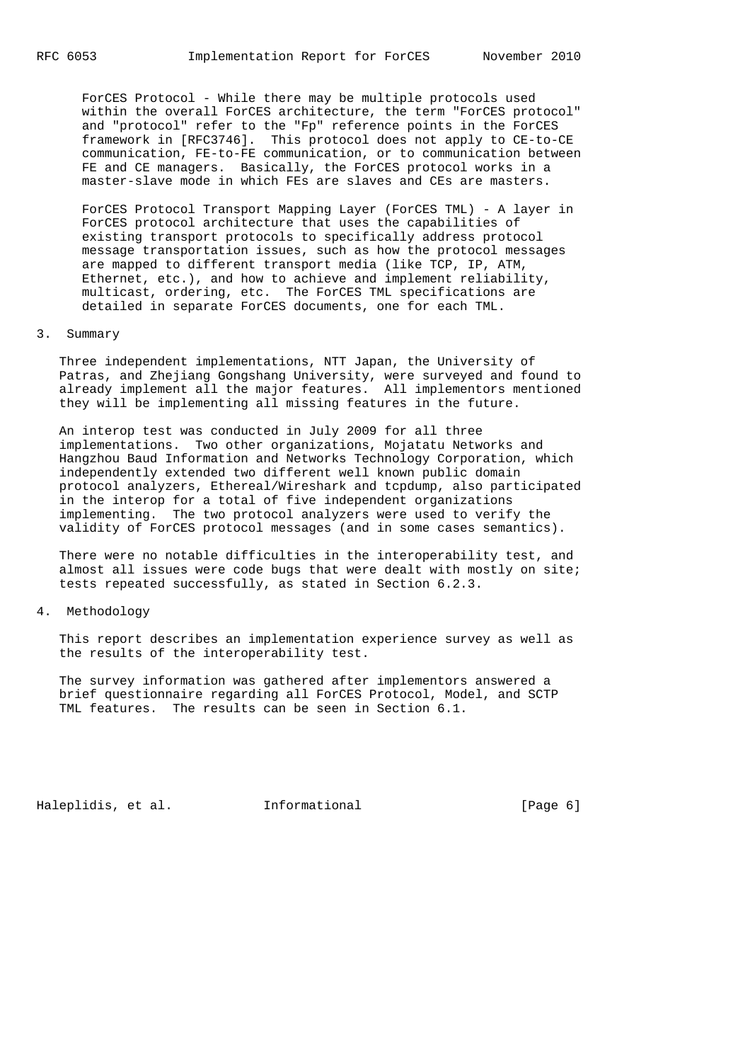ForCES Protocol - While there may be multiple protocols used within the overall ForCES architecture, the term "ForCES protocol" and "protocol" refer to the "Fp" reference points in the ForCES framework in [RFC3746]. This protocol does not apply to CE-to-CE communication, FE-to-FE communication, or to communication between FE and CE managers. Basically, the ForCES protocol works in a master-slave mode in which FEs are slaves and CEs are masters.

ForCES Protocol Transport Mapping Layer (ForCES TML) - A layer in ForCES protocol architecture that uses the capabilities of existing transport protocols to specifically address protocol message transportation issues, such as how the protocol messages are mapped to different transport media (like TCP, IP, ATM, Ethernet, etc.), and how to achieve and implement reliability, multicast, ordering, etc. The ForCES TML specifications are detailed in separate ForCES documents, one for each TML.

## 3. Summary

Three independent implementations, NTT Japan, the University of Patras, and Zhejiang Gongshang University, were surveyed and found to already implement all the major features. All implementors mentioned they will be implementing all missing features in the future.

An interop test was conducted in July 2009 for all three implementations. Two other organizations, Mojatatu Networks and Hangzhou Baud Information and Networks Technology Corporation, which independently extended two different well known public domain protocol analyzers, Ethereal/Wireshark and tcpdump, also participated in the interop for a total of five independent organizations implementing. The two protocol analyzers were used to verify the validity of ForCES protocol messages (and in some cases semantics).

There were no notable difficulties in the interoperability test, and almost all issues were code bugs that were dealt with mostly on site; tests repeated successfully, as stated in Section 6.2.3.

## 4. Methodology

This report describes an implementation experience survey as well as the results of the interoperability test.

The survey information was gathered after implementors answered a brief questionnaire regarding all ForCES Protocol, Model, and SCTP TML features. The results can be seen in Section 6.1.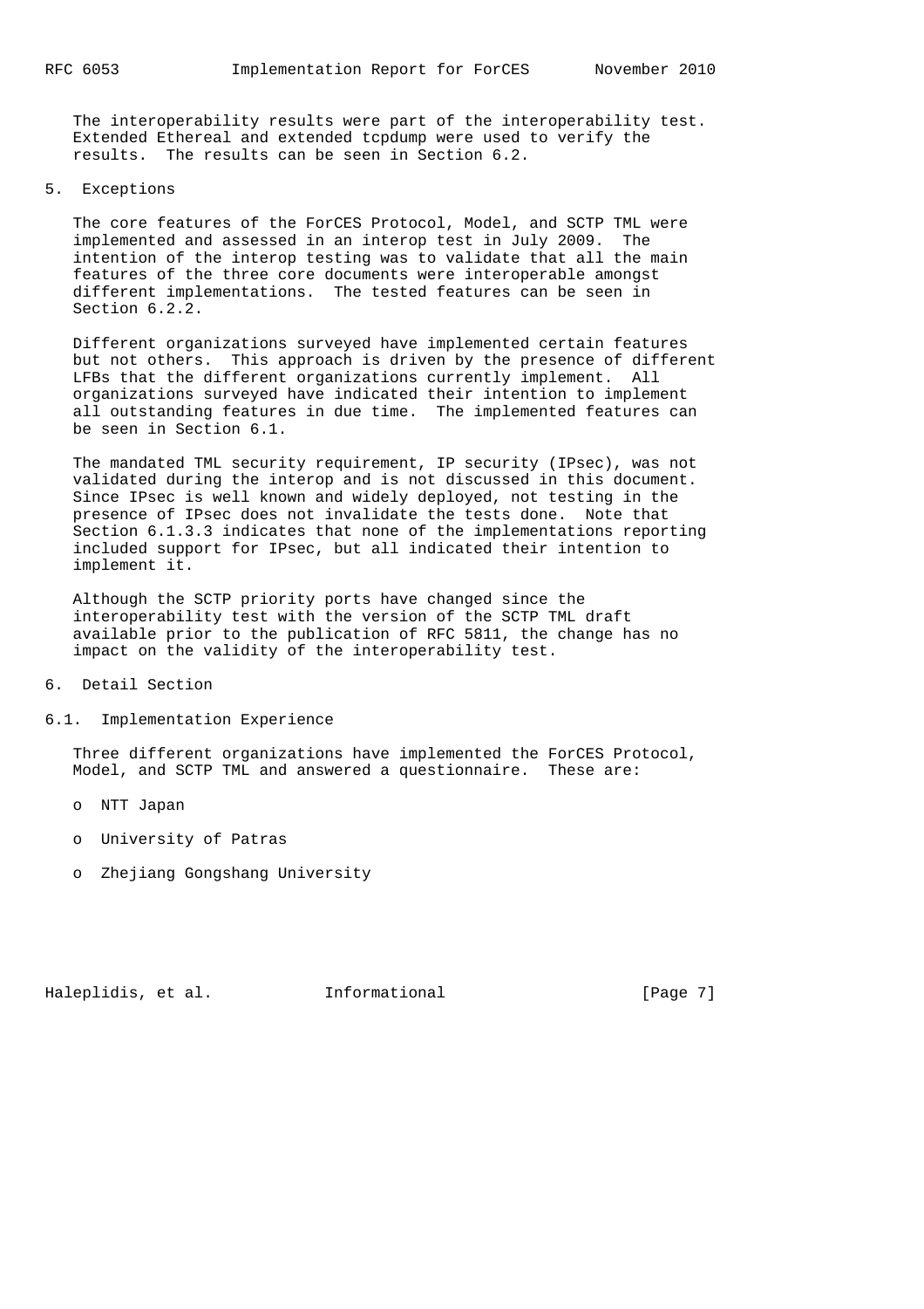The interoperability results were part of the interoperability test. Extended Ethereal and extended tcpdump were used to verify the results. The results can be seen in Section 6.2.

# 5. Exceptions

The core features of the ForCES Protocol, Model, and SCTP TML were implemented and assessed in an interop test in July 2009. The intention of the interop testing was to validate that all the main features of the three core documents were interoperable amongst different implementations. The tested features can be seen in Section 6.2.2.

Different organizations surveyed have implemented certain features but not others. This approach is driven by the presence of different LFBs that the different organizations currently implement. All organizations surveyed have indicated their intention to implement all outstanding features in due time. The implemented features can be seen in Section 6.1.

The mandated TML security requirement, IP security (IPsec), was not validated during the interop and is not discussed in this document. Since IPsec is well known and widely deployed, not testing in the presence of IPsec does not invalidate the tests done. Note that Section 6.1.3.3 indicates that none of the implementations reporting included support for IPsec, but all indicated their intention to implement it.

Although the SCTP priority ports have changed since the interoperability test with the version of the SCTP TML draft available prior to the publication of RFC 5811, the change has no impact on the validity of the interoperability test.

# 6. Detail Section

## 6.1. Implementation Experience

Three different organizations have implemented the ForCES Protocol, Model, and SCTP TML and answered a questionnaire. These are:

- NTT Japan
- University of Patras
- Zhejiang Gongshang University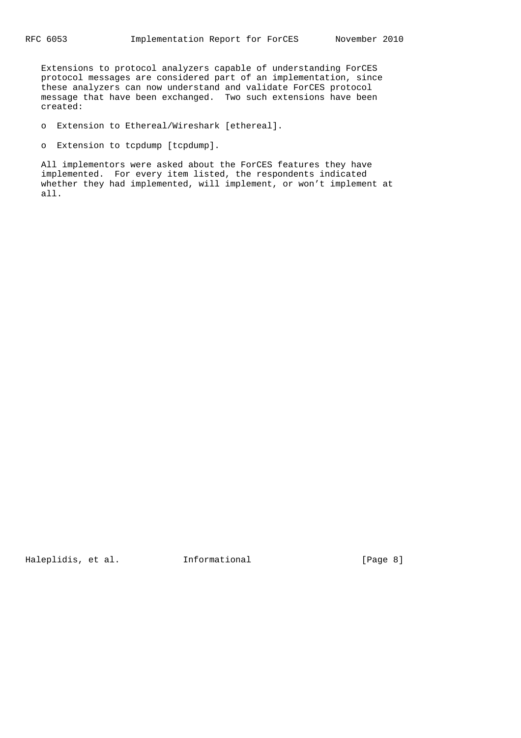Extensions to protocol analyzers capable of understanding ForCES protocol messages are considered part of an implementation, since these analyzers can now understand and validate ForCES protocol message that have been exchanged. Two such extensions have been created:

- Extension to Ethereal/Wireshark [ethereal].

- Extension to tcpdump [tcpdump].

All implementors were asked about the ForCES features they have implemented. For every item listed, the respondents indicated whether they had implemented, will implement, or won't implement at all.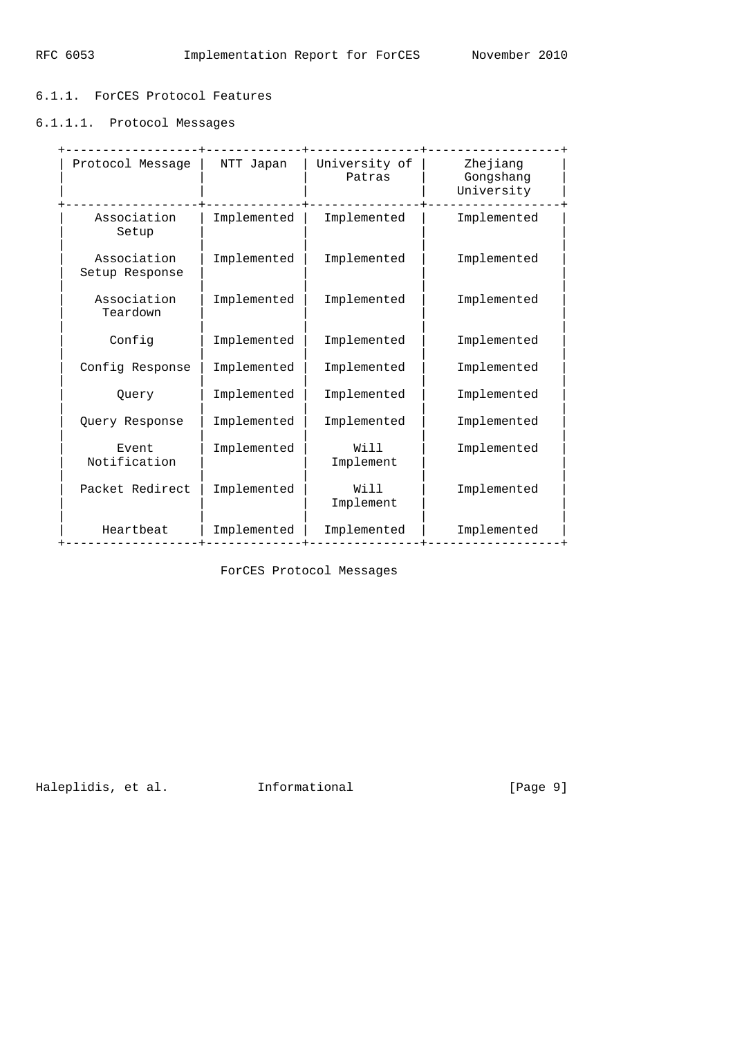#### 6.1.1. ForCES Protocol Features

##### 6.1.1.1. Protocol Messages

| Protocol Message | NTT Japan | University of Patras | Zhejiang Gongshang University |
|---|---|---|---|
| Association Setup | Implemented | Implemented | Implemented |
| Association Setup Response | Implemented | Implemented | Implemented |
| Association Teardown | Implemented | Implemented | Implemented |
| Config | Implemented | Implemented | Implemented |
| Config Response | Implemented | Implemented | Implemented |
| Query | Implemented | Implemented | Implemented |
| Query Response | Implemented | Implemented | Implemented |
| Event Notification | Implemented | Will Implement | Implemented |
| Packet Redirect | Implemented | Will Implement | Implemented |
| Heartbeat | Implemented | Implemented | Implemented |

ForCES Protocol Messages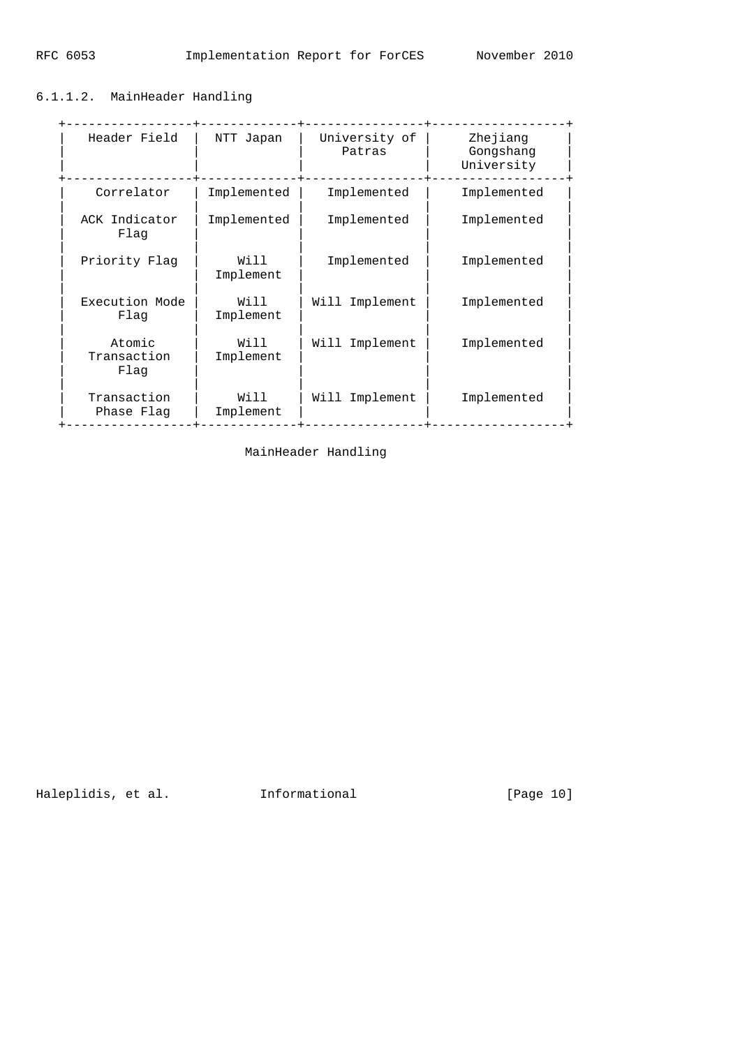#### 6.1.1.2. MainHeader Handling

| Header Field | NTT Japan | University of Patras | Zhejiang Gongshang University |
|---|---|---|---|
| Correlator | Implemented | Implemented | Implemented |
| ACK Indicator Flag | Implemented | Implemented | Implemented |
| Priority Flag | Will Implement | Implemented | Implemented |
| Execution Mode Flag | Will Implement | Will Implement | Implemented |
| Atomic Transaction Flag | Will Implement | Will Implement | Implemented |
| Transaction Phase Flag | Will Implement | Will Implement | Implemented |

MainHeader Handling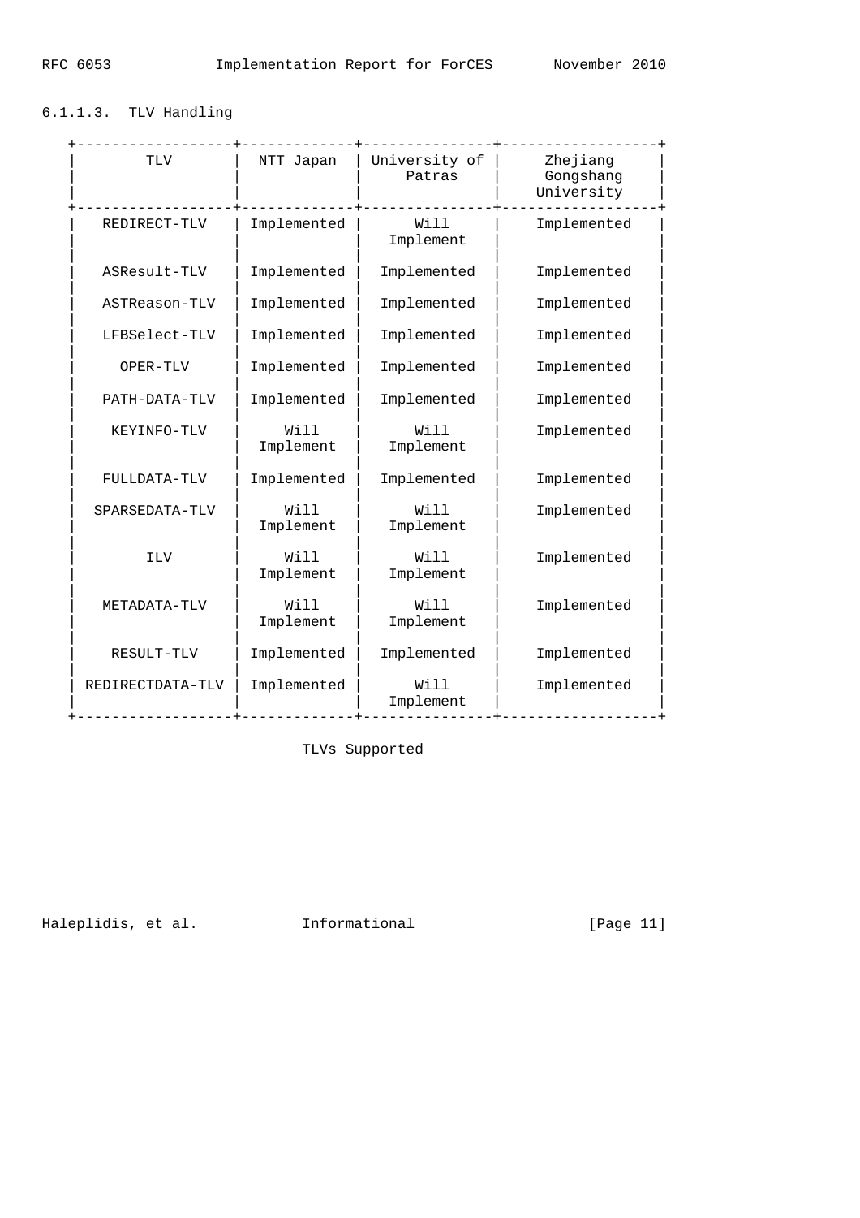#### 6.1.1.3. TLV Handling

| TLV | NTT Japan | University of Patras | Zhejiang Gongshang University |
|---|---|---|---|
| REDIRECT-TLV | Implemented | Will Implement | Implemented |
| ASResult-TLV | Implemented | Implemented | Implemented |
| ASTReason-TLV | Implemented | Implemented | Implemented |
| LFBSelect-TLV | Implemented | Implemented | Implemented |
| OPER-TLV | Implemented | Implemented | Implemented |
| PATH-DATA-TLV | Implemented | Implemented | Implemented |
| KEYINFO-TLV | Will Implement | Will Implement | Implemented |
| FULLDATA-TLV | Implemented | Implemented | Implemented |
| SPARSEDATA-TLV | Will Implement | Will Implement | Implemented |
| ILV | Will Implement | Will Implement | Implemented |
| METADATA-TLV | Will Implement | Will Implement | Implemented |
| RESULT-TLV | Implemented | Implemented | Implemented |
| REDIRECTDATA-TLV | Implemented | Will Implement | Implemented |

TLVs Supported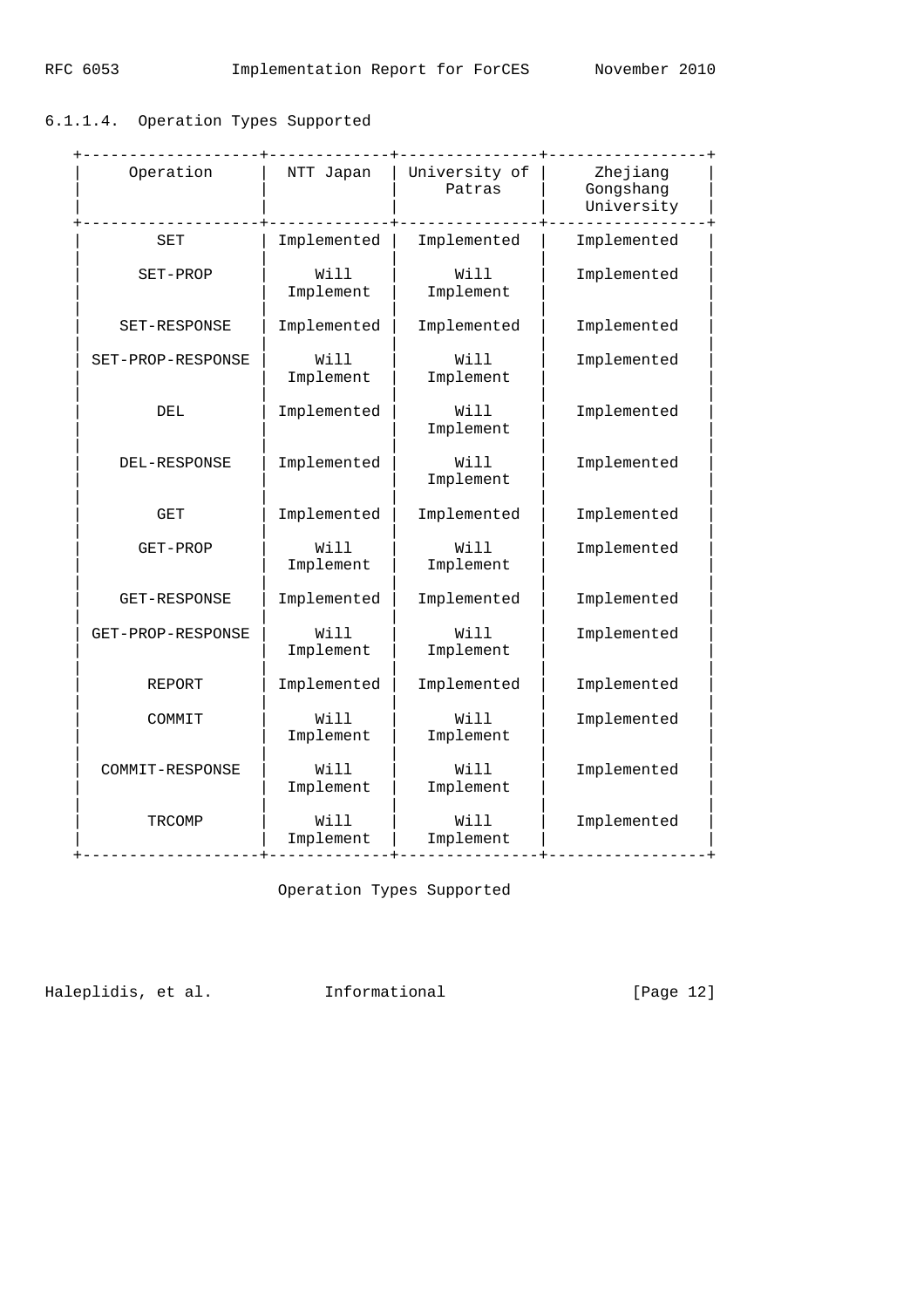#### 6.1.1.4. Operation Types Supported

| Operation | NTT Japan | University of Patras | Zhejiang Gongshang University |
|---|---|---|---|
| SET | Implemented | Implemented | Implemented |
| SET-PROP | Will Implement | Will Implement | Implemented |
| SET-RESPONSE | Implemented | Implemented | Implemented |
| SET-PROP-RESPONSE | Will Implement | Will Implement | Implemented |
| DEL | Implemented | Will Implement | Implemented |
| DEL-RESPONSE | Implemented | Will Implement | Implemented |
| GET | Implemented | Implemented | Implemented |
| GET-PROP | Will Implement | Will Implement | Implemented |
| GET-RESPONSE | Implemented | Implemented | Implemented |
| GET-PROP-RESPONSE | Will Implement | Will Implement | Implemented |
| REPORT | Implemented | Implemented | Implemented |
| COMMIT | Will Implement | Will Implement | Implemented |
| COMMIT-RESPONSE | Will Implement | Will Implement | Implemented |
| TRCOMP | Will Implement | Will Implement | Implemented |

Operation Types Supported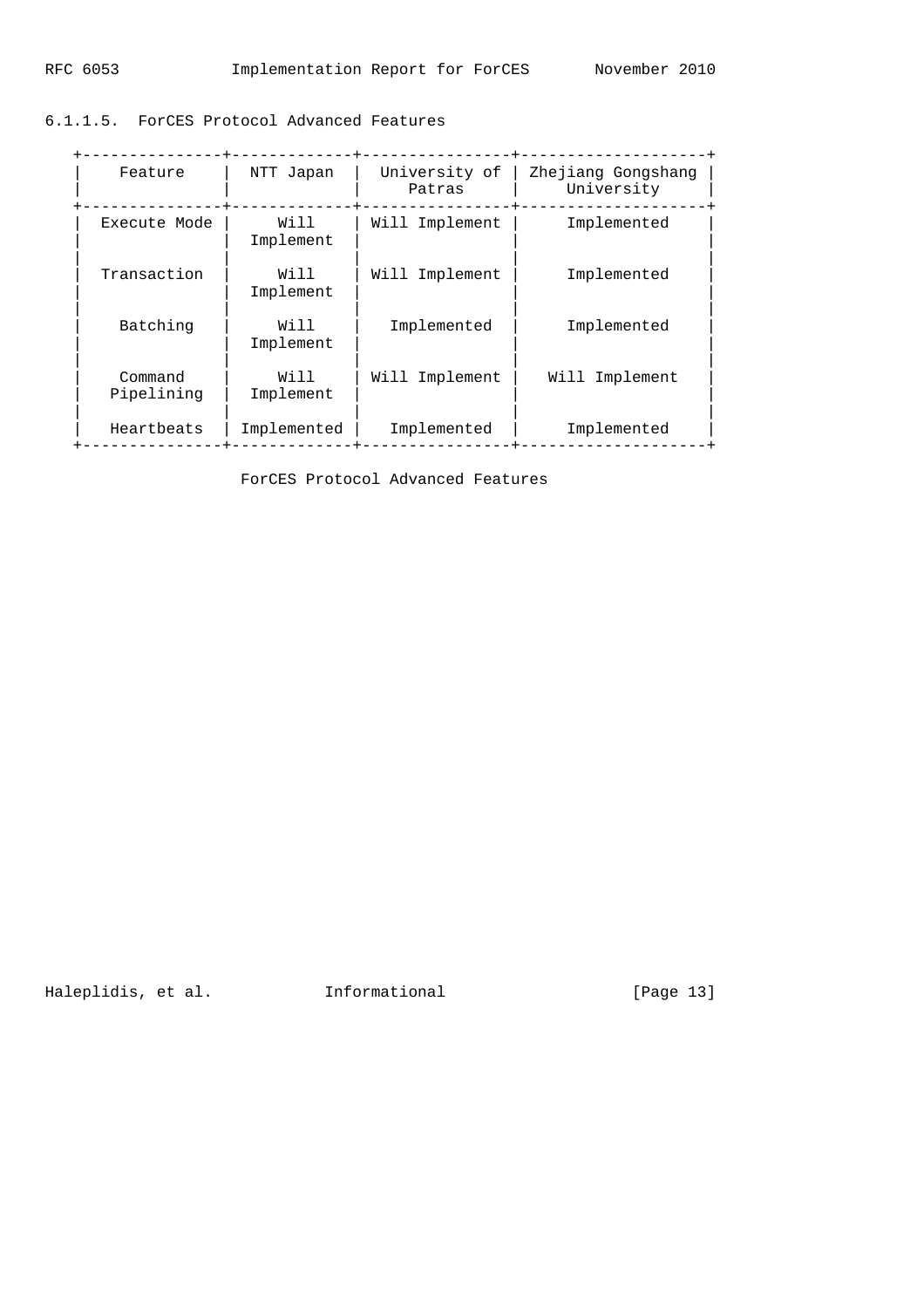#### 6.1.1.5. ForCES Protocol Advanced Features

| Feature | NTT Japan | University of Patras | Zhejiang Gongshang University |
|---|---|---|---|
| Execute Mode | Will Implement | Will Implement | Implemented |
| Transaction | Will Implement | Will Implement | Implemented |
| Batching | Will Implement | Implemented | Implemented |
| Command Pipelining | Will Implement | Will Implement | Will Implement |
| Heartbeats | Implemented | Implemented | Implemented |

ForCES Protocol Advanced Features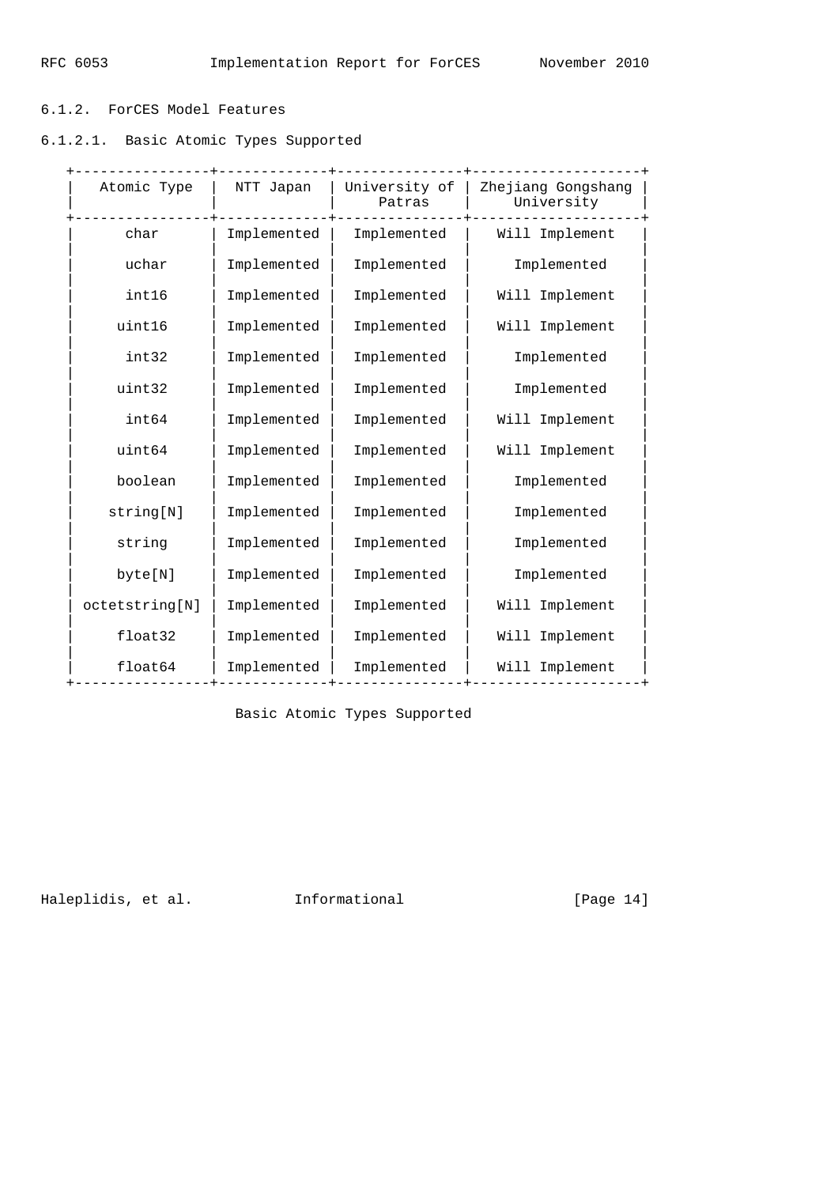#### 6.1.2. ForCES Model Features

##### 6.1.2.1. Basic Atomic Types Supported

| Atomic Type | NTT Japan | University of Patras | Zhejiang Gongshang University |
| --- | --- | --- | --- |
| char | Implemented | Implemented | Will Implement |
| uchar | Implemented | Implemented | Implemented |
| int16 | Implemented | Implemented | Will Implement |
| uint16 | Implemented | Implemented | Will Implement |
| int32 | Implemented | Implemented | Implemented |
| uint32 | Implemented | Implemented | Implemented |
| int64 | Implemented | Implemented | Will Implement |
| uint64 | Implemented | Implemented | Will Implement |
| boolean | Implemented | Implemented | Implemented |
| string[N] | Implemented | Implemented | Implemented |
| string | Implemented | Implemented | Implemented |
| byte[N] | Implemented | Implemented | Implemented |
| octetstring[N] | Implemented | Implemented | Will Implement |
| float32 | Implemented | Implemented | Will Implement |
| float64 | Implemented | Implemented | Will Implement |

Basic Atomic Types Supported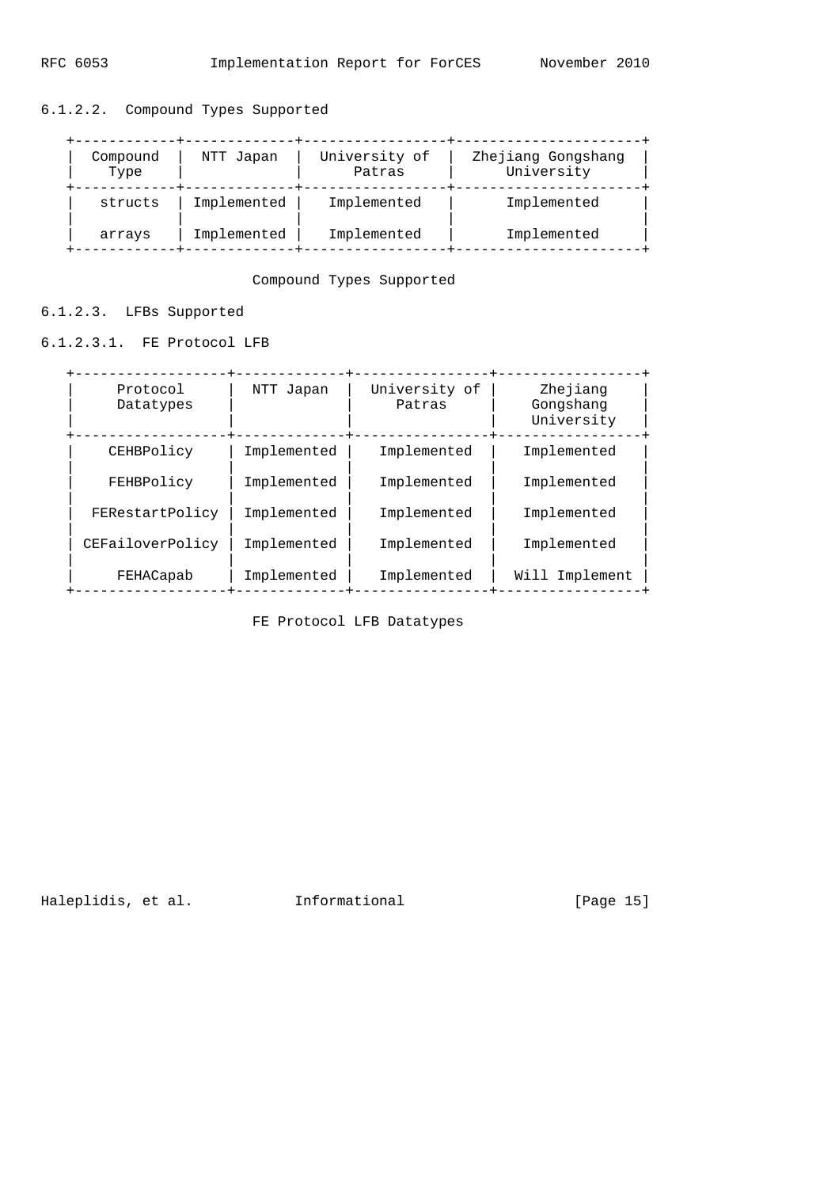#### 6.1.2.2. Compound Types Supported

| Compound Type | NTT Japan | University of Patras | Zhejiang Gongshang University |
|---|---|---|---|
| structs | Implemented | Implemented | Implemented |
| arrays | Implemented | Implemented | Implemented |

Compound Types Supported

#### 6.1.2.3. LFBs Supported

##### 6.1.2.3.1. FE Protocol LFB

| Protocol Datatypes | NTT Japan | University of Patras | Zhejiang Gongshang University |
|---|---|---|---|
| CEHBPolicy | Implemented | Implemented | Implemented |
| FEHBPolicy | Implemented | Implemented | Implemented |
| FERestartPolicy | Implemented | Implemented | Implemented |
| CEFailoverPolicy | Implemented | Implemented | Implemented |
| FEHACapab | Implemented | Implemented | Will Implement |

FE Protocol LFB Datatypes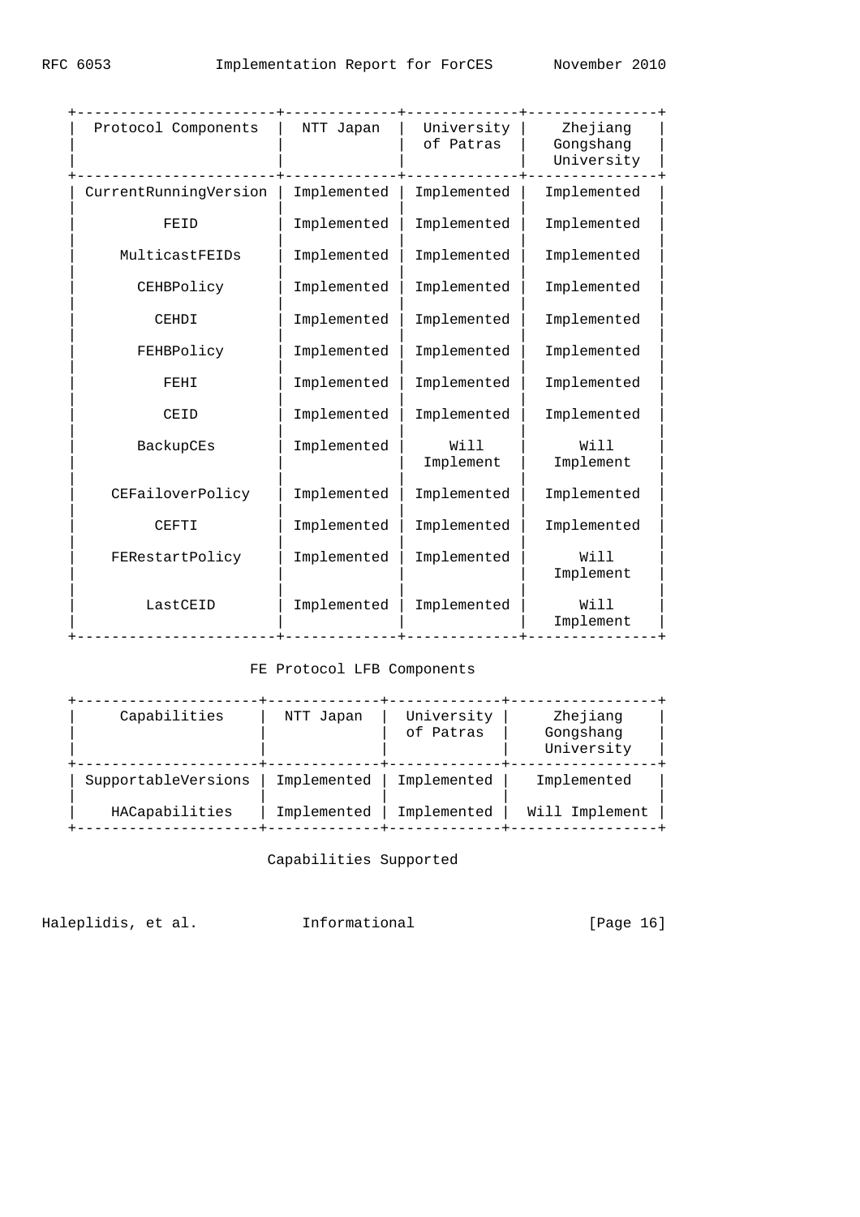| Protocol Components | NTT Japan | University of Patras | Zhejiang Gongshang University |
| --- | --- | --- | --- |
| CurrentRunningVersion | Implemented | Implemented | Implemented |
| FEID | Implemented | Implemented | Implemented |
| MulticastFEIDs | Implemented | Implemented | Implemented |
| CEHBPolicy | Implemented | Implemented | Implemented |
| CEHDI | Implemented | Implemented | Implemented |
| FEHBPolicy | Implemented | Implemented | Implemented |
| FEHI | Implemented | Implemented | Implemented |
| CEID | Implemented | Implemented | Implemented |
| BackupCEs | Implemented | Will Implement | Will Implement |
| CEFailoverPolicy | Implemented | Implemented | Implemented |
| CEFTI | Implemented | Implemented | Implemented |
| FERestartPolicy | Implemented | Implemented | Will Implement |
| LastCEID | Implemented | Implemented | Will Implement |

FE Protocol LFB Components

| Capabilities | NTT Japan | University of Patras | Zhejiang Gongshang University |
| --- | --- | --- | --- |
| SupportableVersions | Implemented | Implemented | Implemented |
| HACapabilities | Implemented | Implemented | Will Implement |

Capabilities Supported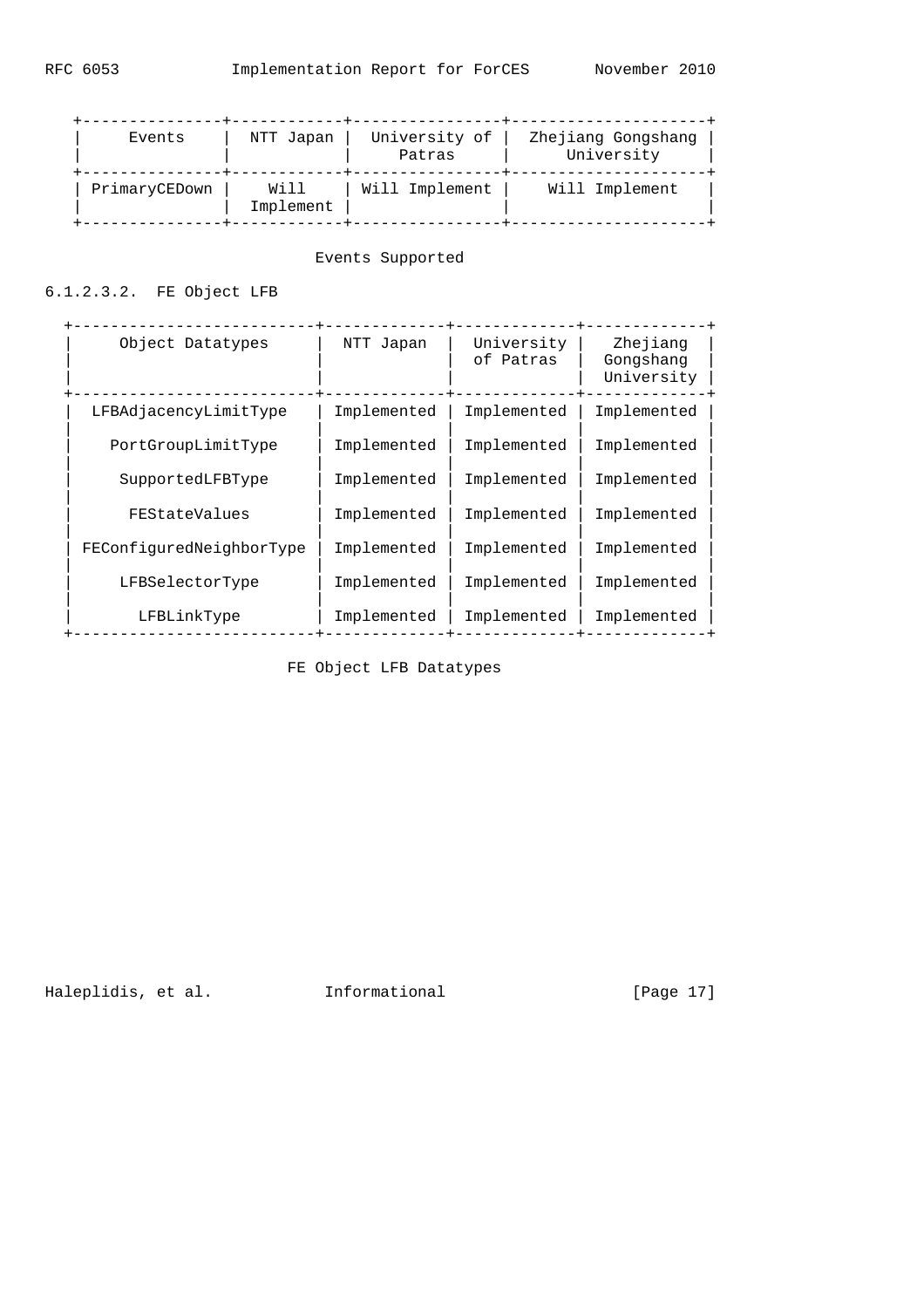| Events | NTT Japan | University of Patras | Zhejiang Gongshang University |
| --- | --- | --- | --- |
| PrimaryCEDown | Will Implement | Will Implement | Will Implement |

Events Supported

#### 6.1.2.3.2. FE Object LFB

| Object Datatypes | NTT Japan | University of Patras | Zhejiang Gongshang University |
| --- | --- | --- | --- |
| LFBAdjacencyLimitType | Implemented | Implemented | Implemented |
| PortGroupLimitType | Implemented | Implemented | Implemented |
| SupportedLFBType | Implemented | Implemented | Implemented |
| FEStateValues | Implemented | Implemented | Implemented |
| FEConfiguredNeighborType | Implemented | Implemented | Implemented |
| LFBSelectorType | Implemented | Implemented | Implemented |
| LFBLinkType | Implemented | Implemented | Implemented |

FE Object LFB Datatypes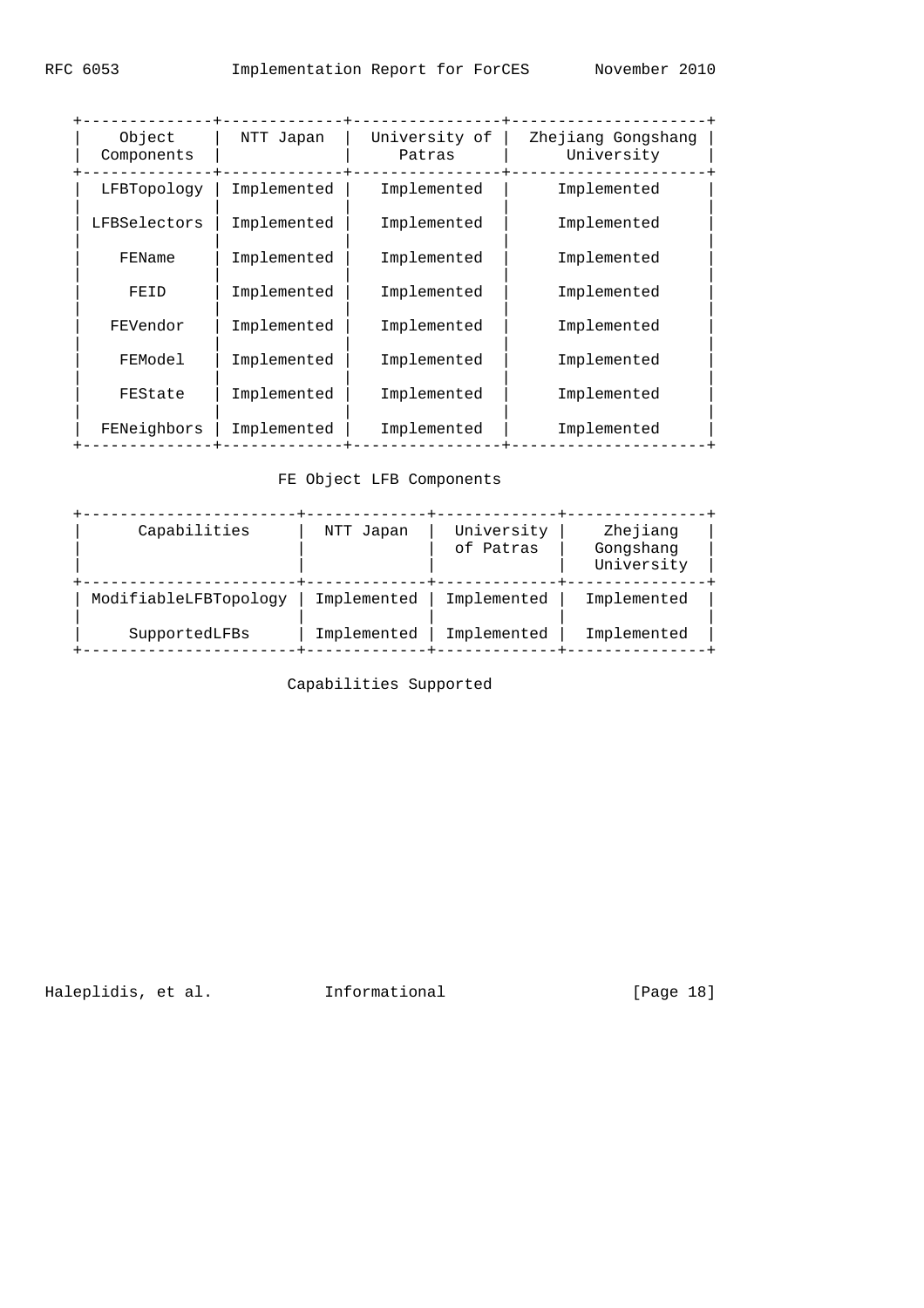| Object Components | NTT Japan | University of Patras | Zhejiang Gongshang University |
|---|---|---|---|
| LFBTopology | Implemented | Implemented | Implemented |
| LFBSelectors | Implemented | Implemented | Implemented |
| FEName | Implemented | Implemented | Implemented |
| FEID | Implemented | Implemented | Implemented |
| FEVendor | Implemented | Implemented | Implemented |
| FEModel | Implemented | Implemented | Implemented |
| FEState | Implemented | Implemented | Implemented |
| FENeighbors | Implemented | Implemented | Implemented |

FE Object LFB Components

| Capabilities | NTT Japan | University of Patras | Zhejiang Gongshang University |
|---|---|---|---|
| ModifiableLFBTopology | Implemented | Implemented | Implemented |
| SupportedLFBs | Implemented | Implemented | Implemented |

Capabilities Supported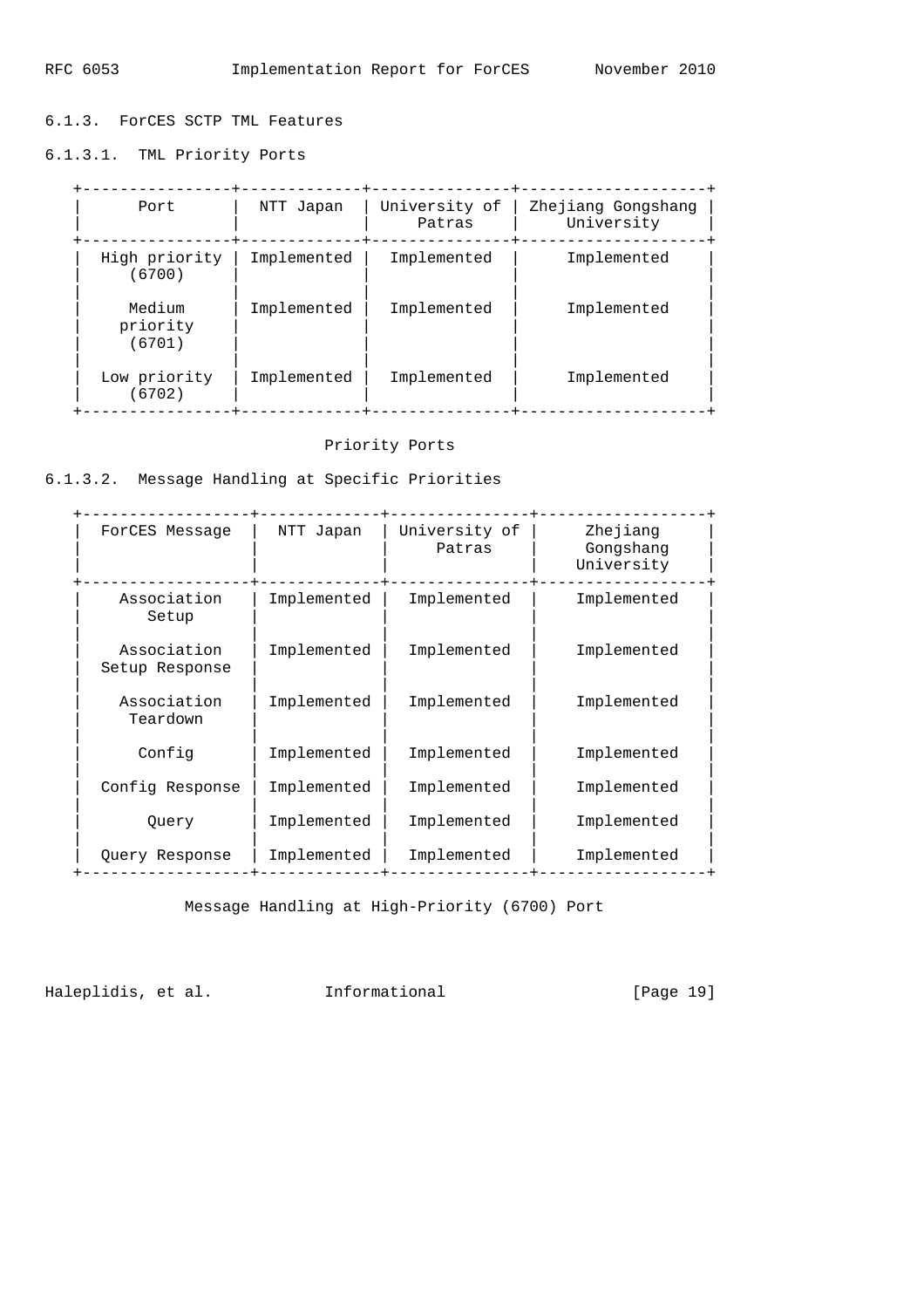### 6.1.3. ForCES SCTP TML Features

#### 6.1.3.1. TML Priority Ports

| Port | NTT Japan | University of Patras | Zhejiang Gongshang University |
|---|---|---|---|
| High priority (6700) | Implemented | Implemented | Implemented |
| Medium priority (6701) | Implemented | Implemented | Implemented |
| Low priority (6702) | Implemented | Implemented | Implemented |

Priority Ports

#### 6.1.3.2. Message Handling at Specific Priorities

| ForCES Message | NTT Japan | University of Patras | Zhejiang Gongshang University |
|---|---|---|---|
| Association Setup | Implemented | Implemented | Implemented |
| Association Setup Response | Implemented | Implemented | Implemented |
| Association Teardown | Implemented | Implemented | Implemented |
| Config | Implemented | Implemented | Implemented |
| Config Response | Implemented | Implemented | Implemented |
| Query | Implemented | Implemented | Implemented |
| Query Response | Implemented | Implemented | Implemented |

Message Handling at High-Priority (6700) Port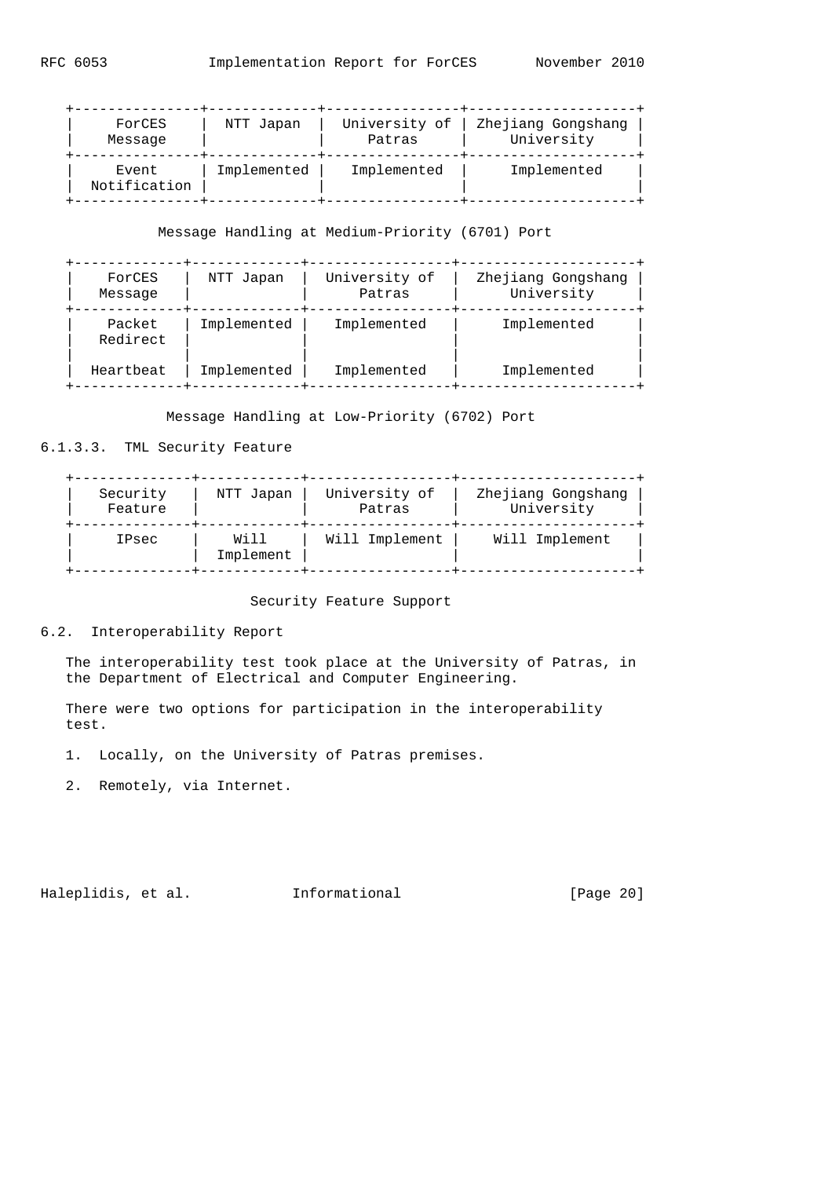| ForCES Message | NTT Japan | University of Patras | Zhejiang Gongshang University |
|---|---|---|---|
| Event Notification | Implemented | Implemented | Implemented |

Message Handling at Medium-Priority (6701) Port

| ForCES Message | NTT Japan | University of Patras | Zhejiang Gongshang University |
|---|---|---|---|
| Packet Redirect | Implemented | Implemented | Implemented |
| Heartbeat | Implemented | Implemented | Implemented |

Message Handling at Low-Priority (6702) Port

#### 6.1.3.3. TML Security Feature

| Security Feature | NTT Japan | University of Patras | Zhejiang Gongshang University |
|---|---|---|---|
| IPsec | Will Implement | Will Implement | Will Implement |

Security Feature Support

### 6.2. Interoperability Report

The interoperability test took place at the University of Patras, in the Department of Electrical and Computer Engineering.

There were two options for participation in the interoperability test.

1. Locally, on the University of Patras premises.

2. Remotely, via Internet.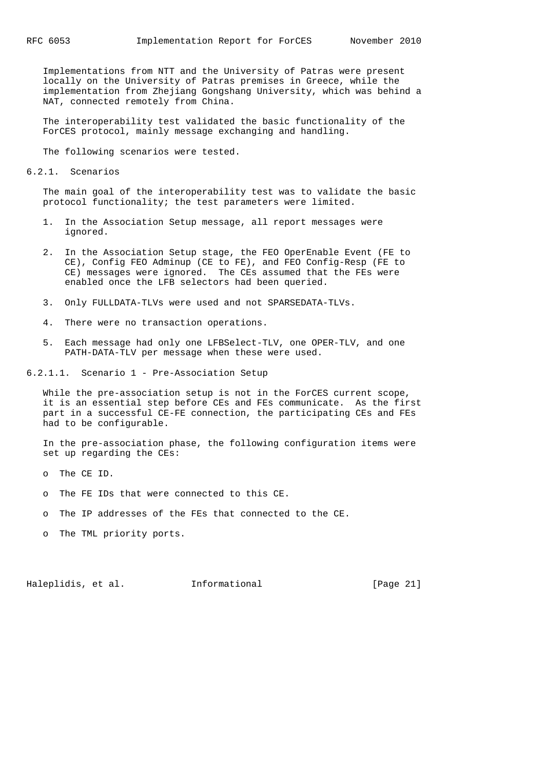Implementations from NTT and the University of Patras were present locally on the University of Patras premises in Greece, while the implementation from Zhejiang Gongshang University, which was behind a NAT, connected remotely from China.

The interoperability test validated the basic functionality of the ForCES protocol, mainly message exchanging and handling.

The following scenarios were tested.

### 6.2.1. Scenarios

The main goal of the interoperability test was to validate the basic protocol functionality; the test parameters were limited.

1. In the Association Setup message, all report messages were ignored.

2. In the Association Setup stage, the FEO OperEnable Event (FE to CE), Config FEO Adminup (CE to FE), and FEO Config-Resp (FE to CE) messages were ignored. The CEs assumed that the FEs were enabled once the LFB selectors had been queried.

3. Only FULLDATA-TLVs were used and not SPARSEDATA-TLVs.

4. There were no transaction operations.

5. Each message had only one LFBSelect-TLV, one OPER-TLV, and one PATH-DATA-TLV per message when these were used.

#### 6.2.1.1. Scenario 1 - Pre-Association Setup

While the pre-association setup is not in the ForCES current scope, it is an essential step before CEs and FEs communicate. As the first part in a successful CE-FE connection, the participating CEs and FEs had to be configurable.

In the pre-association phase, the following configuration items were set up regarding the CEs:

- The CE ID.

- The FE IDs that were connected to this CE.

- The IP addresses of the FEs that connected to the CE.

- The TML priority ports.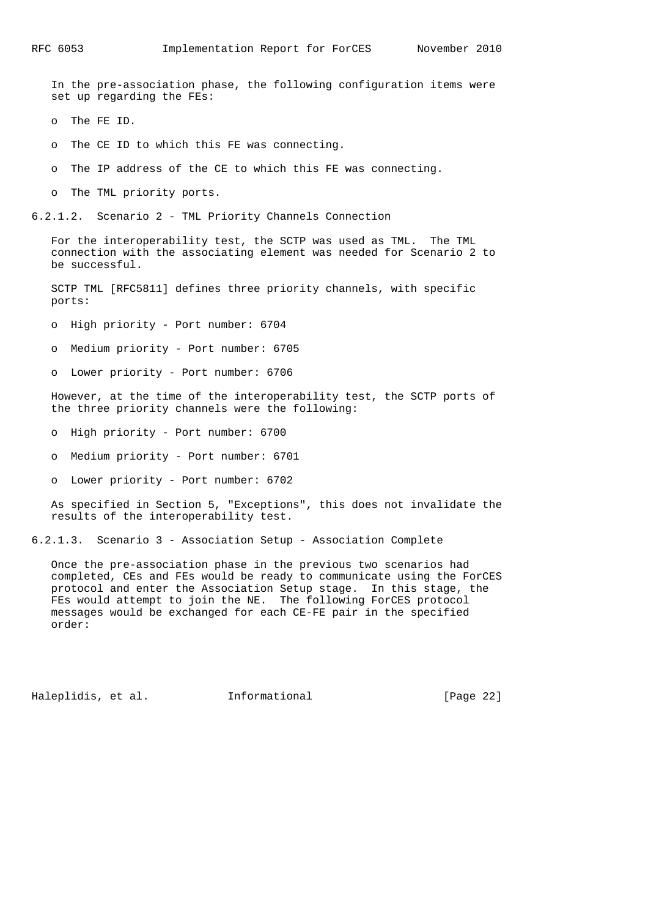In the pre-association phase, the following configuration items were set up regarding the FEs:

- The FE ID.
- The CE ID to which this FE was connecting.
- The IP address of the CE to which this FE was connecting.
- The TML priority ports.

#### 6.2.1.2. Scenario 2 - TML Priority Channels Connection

For the interoperability test, the SCTP was used as TML. The TML connection with the associating element was needed for Scenario 2 to be successful.

SCTP TML [RFC5811] defines three priority channels, with specific ports:

- High priority - Port number: 6704
- Medium priority - Port number: 6705
- Lower priority - Port number: 6706

However, at the time of the interoperability test, the SCTP ports of the three priority channels were the following:

- High priority - Port number: 6700
- Medium priority - Port number: 6701
- Lower priority - Port number: 6702

As specified in Section 5, "Exceptions", this does not invalidate the results of the interoperability test.

#### 6.2.1.3. Scenario 3 - Association Setup - Association Complete

Once the pre-association phase in the previous two scenarios had completed, CEs and FEs would be ready to communicate using the ForCES protocol and enter the Association Setup stage. In this stage, the FEs would attempt to join the NE. The following ForCES protocol messages would be exchanged for each CE-FE pair in the specified order: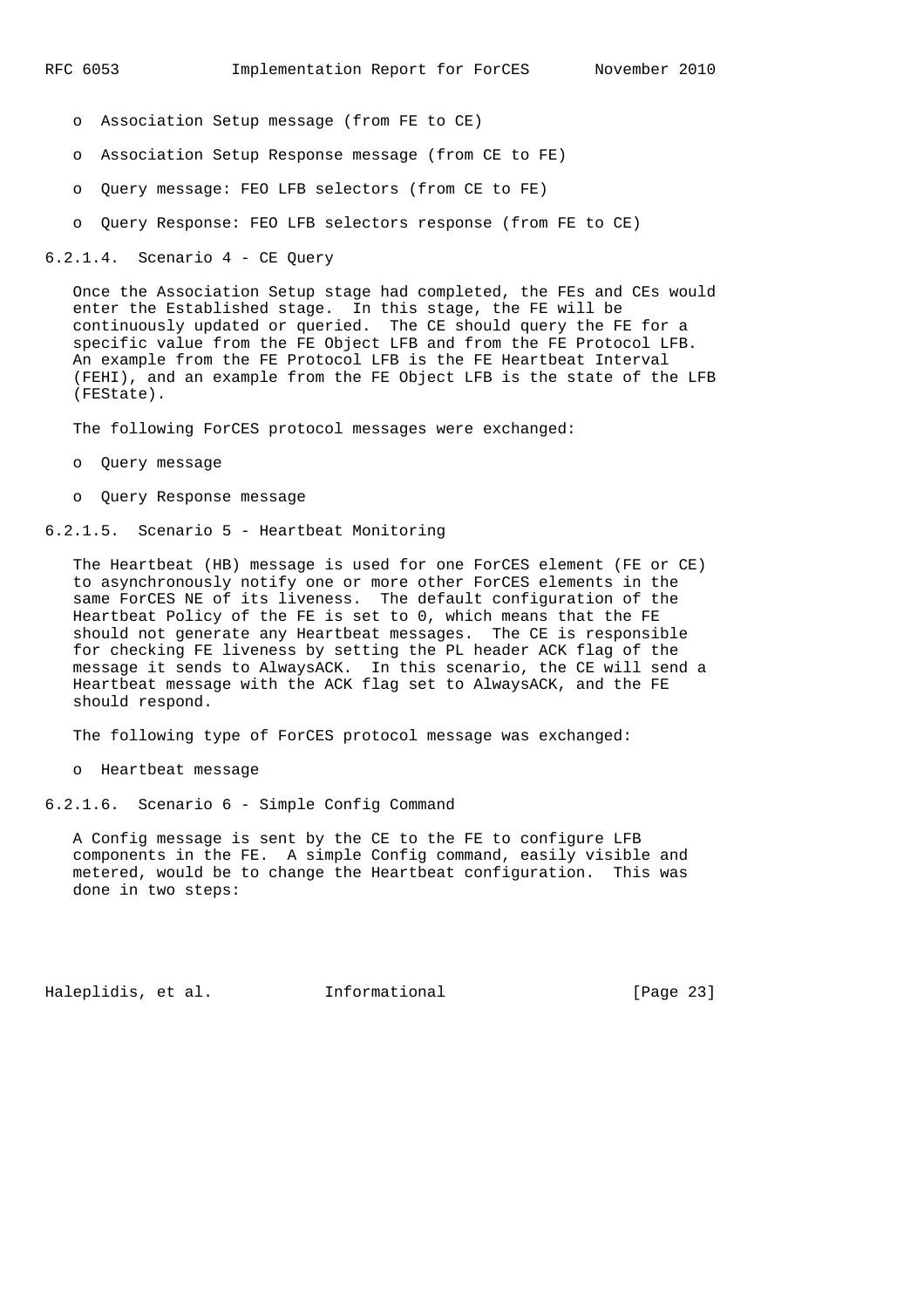- Association Setup message (from FE to CE)
- Association Setup Response message (from CE to FE)
- Query message: FEO LFB selectors (from CE to FE)
- Query Response: FEO LFB selectors response (from FE to CE)

#### 6.2.1.4. Scenario 4 - CE Query

Once the Association Setup stage had completed, the FEs and CEs would enter the Established stage. In this stage, the FE will be continuously updated or queried. The CE should query the FE for a specific value from the FE Object LFB and from the FE Protocol LFB. An example from the FE Protocol LFB is the FE Heartbeat Interval (FEHI), and an example from the FE Object LFB is the state of the LFB (FEState).

The following ForCES protocol messages were exchanged:

- Query message
- Query Response message

#### 6.2.1.5. Scenario 5 - Heartbeat Monitoring

The Heartbeat (HB) message is used for one ForCES element (FE or CE) to asynchronously notify one or more other ForCES elements in the same ForCES NE of its liveness. The default configuration of the Heartbeat Policy of the FE is set to 0, which means that the FE should not generate any Heartbeat messages. The CE is responsible for checking FE liveness by setting the PL header ACK flag of the message it sends to AlwaysACK. In this scenario, the CE will send a Heartbeat message with the ACK flag set to AlwaysACK, and the FE should respond.

The following type of ForCES protocol message was exchanged:

- Heartbeat message

#### 6.2.1.6. Scenario 6 - Simple Config Command

A Config message is sent by the CE to the FE to configure LFB components in the FE. A simple Config command, easily visible and metered, would be to change the Heartbeat configuration. This was done in two steps: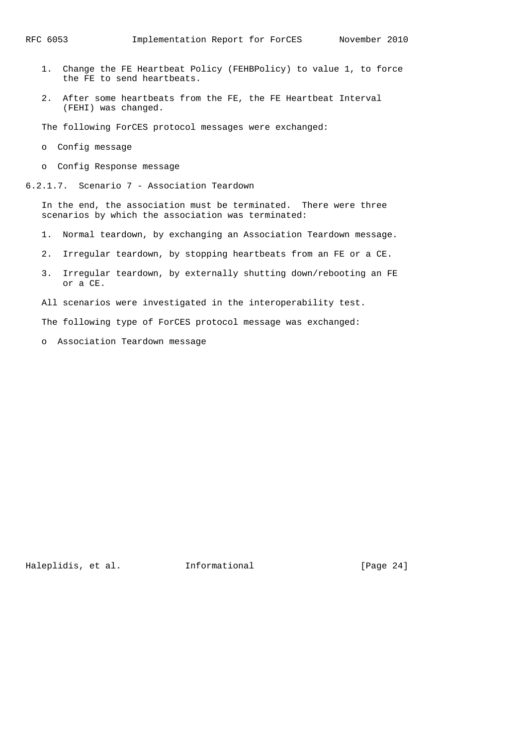1. Change the FE Heartbeat Policy (FEHBPolicy) to value 1, to force the FE to send heartbeats.

2. After some heartbeats from the FE, the FE Heartbeat Interval (FEHI) was changed.

The following ForCES protocol messages were exchanged:

- Config message
- Config Response message

#### 6.2.1.7. Scenario 7 - Association Teardown

In the end, the association must be terminated. There were three scenarios by which the association was terminated:

1. Normal teardown, by exchanging an Association Teardown message.

2. Irregular teardown, by stopping heartbeats from an FE or a CE.

3. Irregular teardown, by externally shutting down/rebooting an FE or a CE.

All scenarios were investigated in the interoperability test.

The following type of ForCES protocol message was exchanged:

- Association Teardown message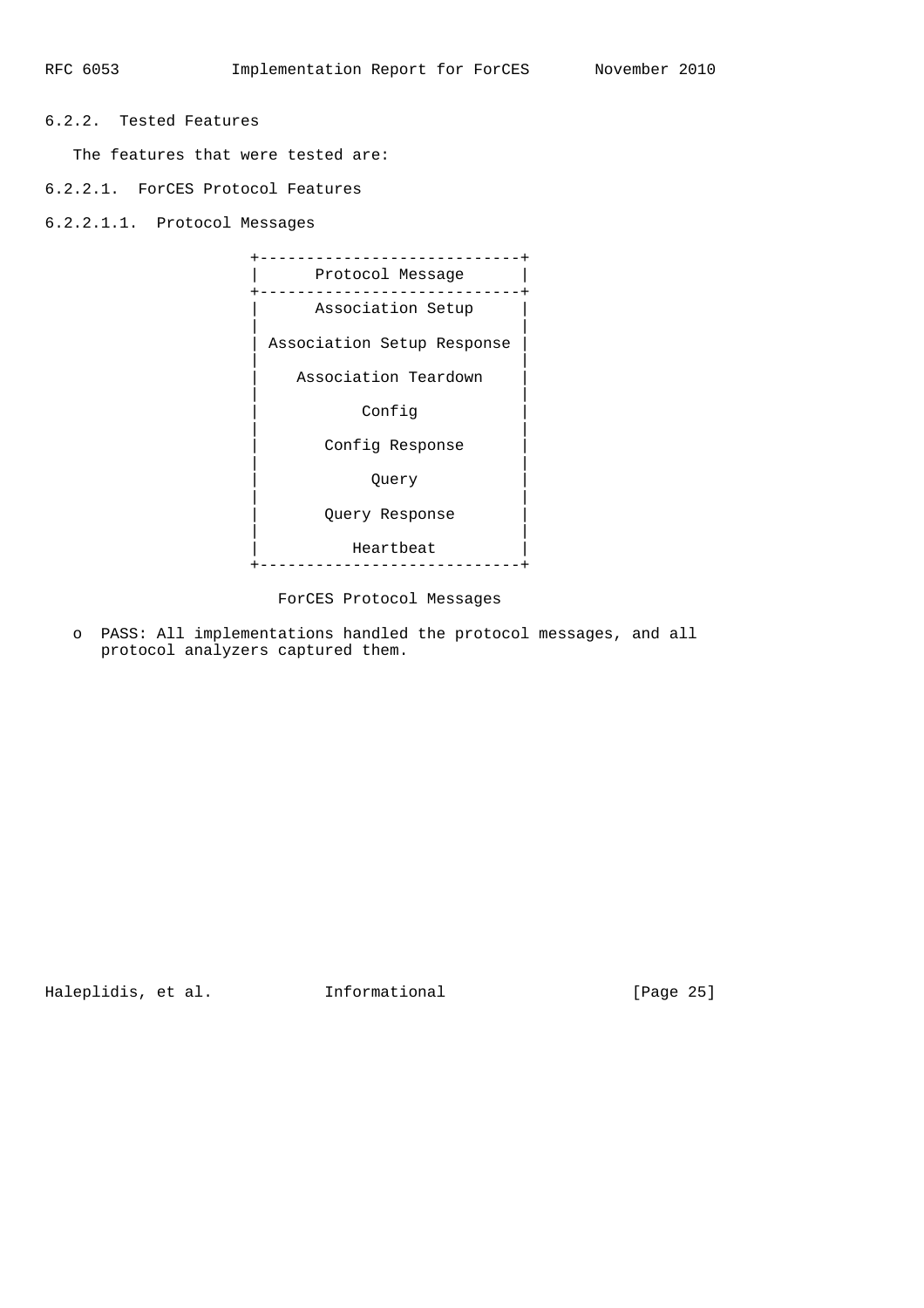### 6.2.2. Tested Features

The features that were tested are:

#### 6.2.2.1. ForCES Protocol Features

##### 6.2.2.1.1. Protocol Messages

| Protocol Message |
| --- |
| Association Setup |
| Association Setup Response |
| Association Teardown |
| Config |
| Config Response |
| Query |
| Query Response |
| Heartbeat |

ForCES Protocol Messages

- PASS: All implementations handled the protocol messages, and all protocol analyzers captured them.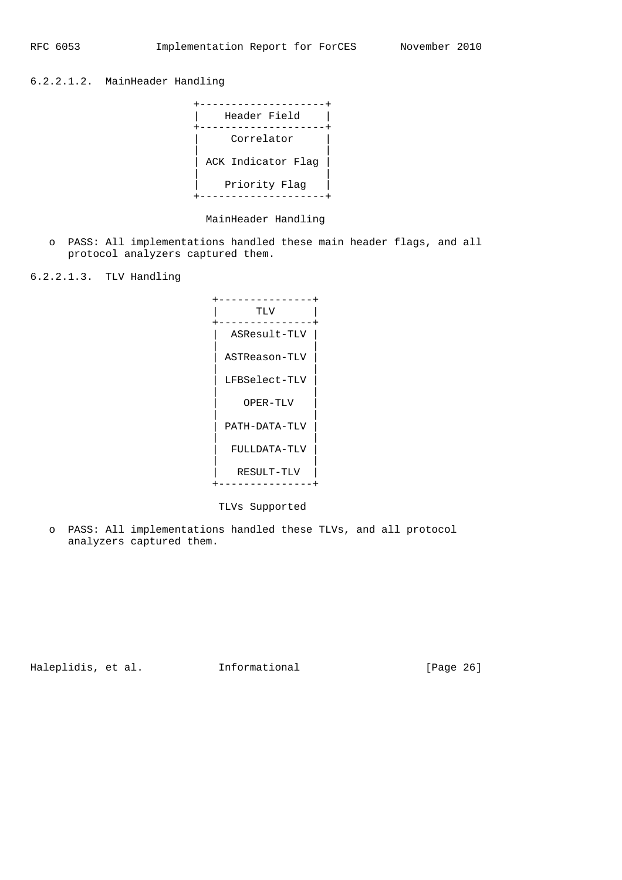#### 6.2.2.1.2. MainHeader Handling

| Header Field |
| --- |
| Correlator |
| ACK Indicator Flag |
| Priority Flag |

MainHeader Handling

- PASS: All implementations handled these main header flags, and all protocol analyzers captured them.

#### 6.2.2.1.3. TLV Handling

| TLV |
| --- |
| ASResult-TLV |
| ASTReason-TLV |
| LFBSelect-TLV |
| OPER-TLV |
| PATH-DATA-TLV |
| FULLDATA-TLV |
| RESULT-TLV |

TLVs Supported

- PASS: All implementations handled these TLVs, and all protocol analyzers captured them.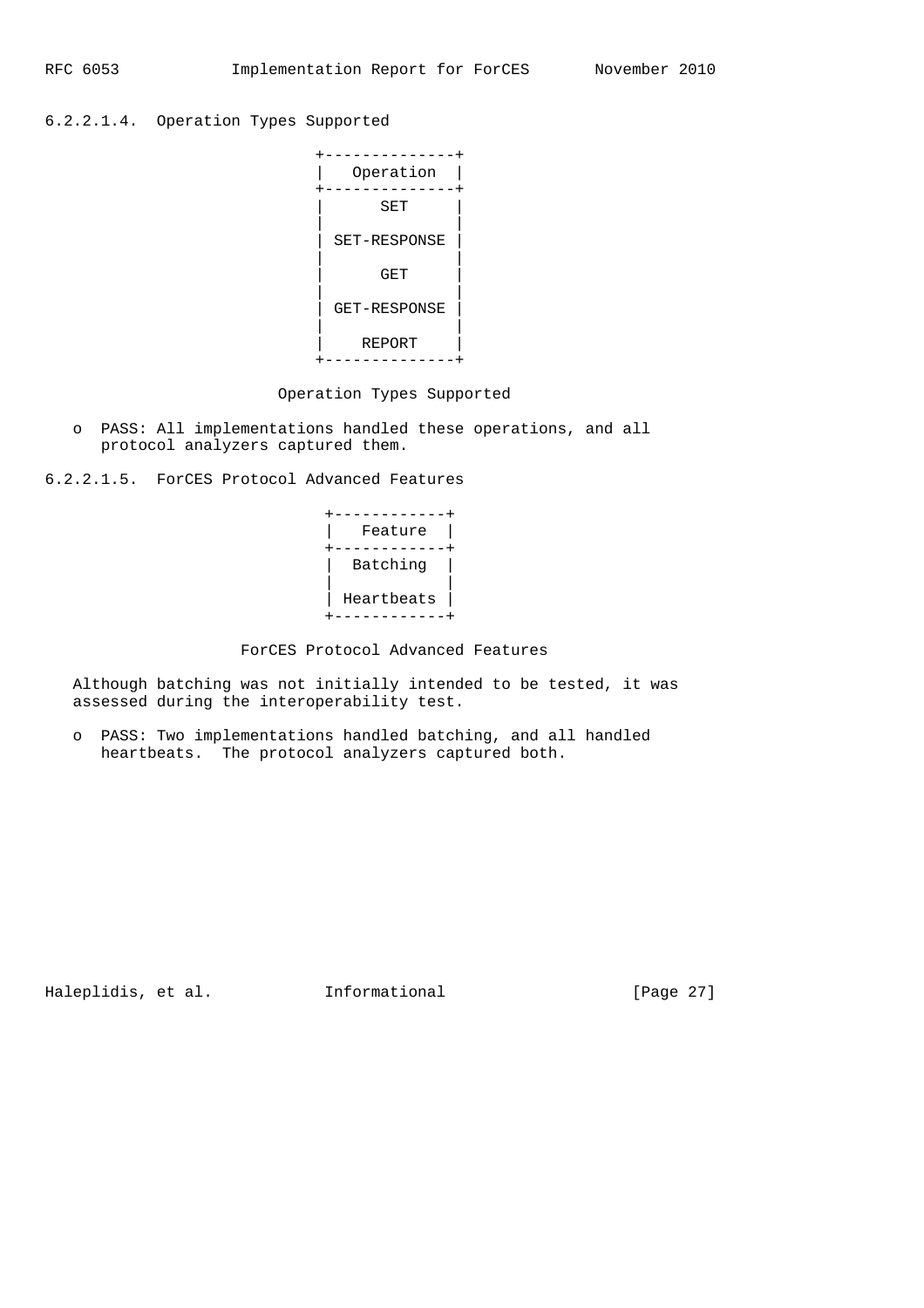#### 6.2.2.1.4. Operation Types Supported

| Operation |
|---|
| SET |
| SET-RESPONSE |
| GET |
| GET-RESPONSE |
| REPORT |

Operation Types Supported

- PASS: All implementations handled these operations, and all protocol analyzers captured them.

#### 6.2.2.1.5. ForCES Protocol Advanced Features

| Feature |
|---|
| Batching |
| Heartbeats |

ForCES Protocol Advanced Features

Although batching was not initially intended to be tested, it was assessed during the interoperability test.

- PASS: Two implementations handled batching, and all handled heartbeats. The protocol analyzers captured both.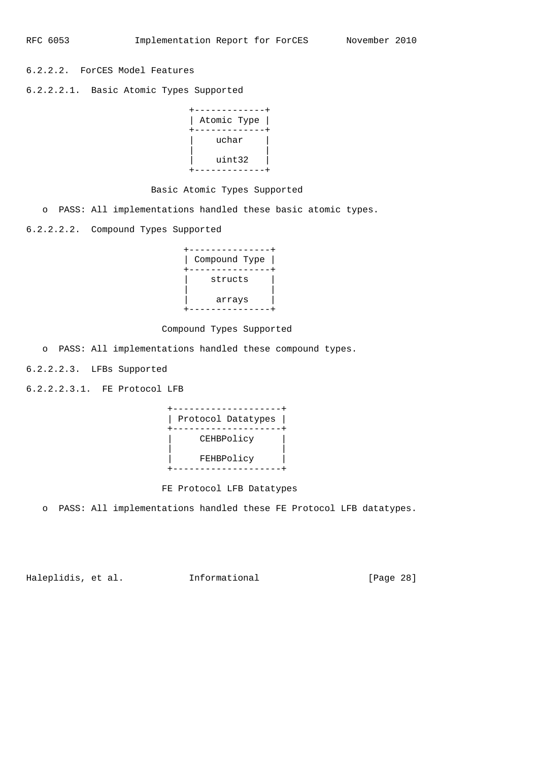#### 6.2.2.2. ForCES Model Features

##### 6.2.2.2.1. Basic Atomic Types Supported

| Atomic Type |
| --- |
| uchar |
| uint32 |

Basic Atomic Types Supported

- PASS: All implementations handled these basic atomic types.

##### 6.2.2.2.2. Compound Types Supported

| Compound Type |
| --- |
| structs |
| arrays |

Compound Types Supported

- PASS: All implementations handled these compound types.

##### 6.2.2.2.3. LFBs Supported

###### 6.2.2.2.3.1. FE Protocol LFB

| Protocol Datatypes |
| --- |
| CEHBPolicy |
| FEHBPolicy |

FE Protocol LFB Datatypes

- PASS: All implementations handled these FE Protocol LFB datatypes.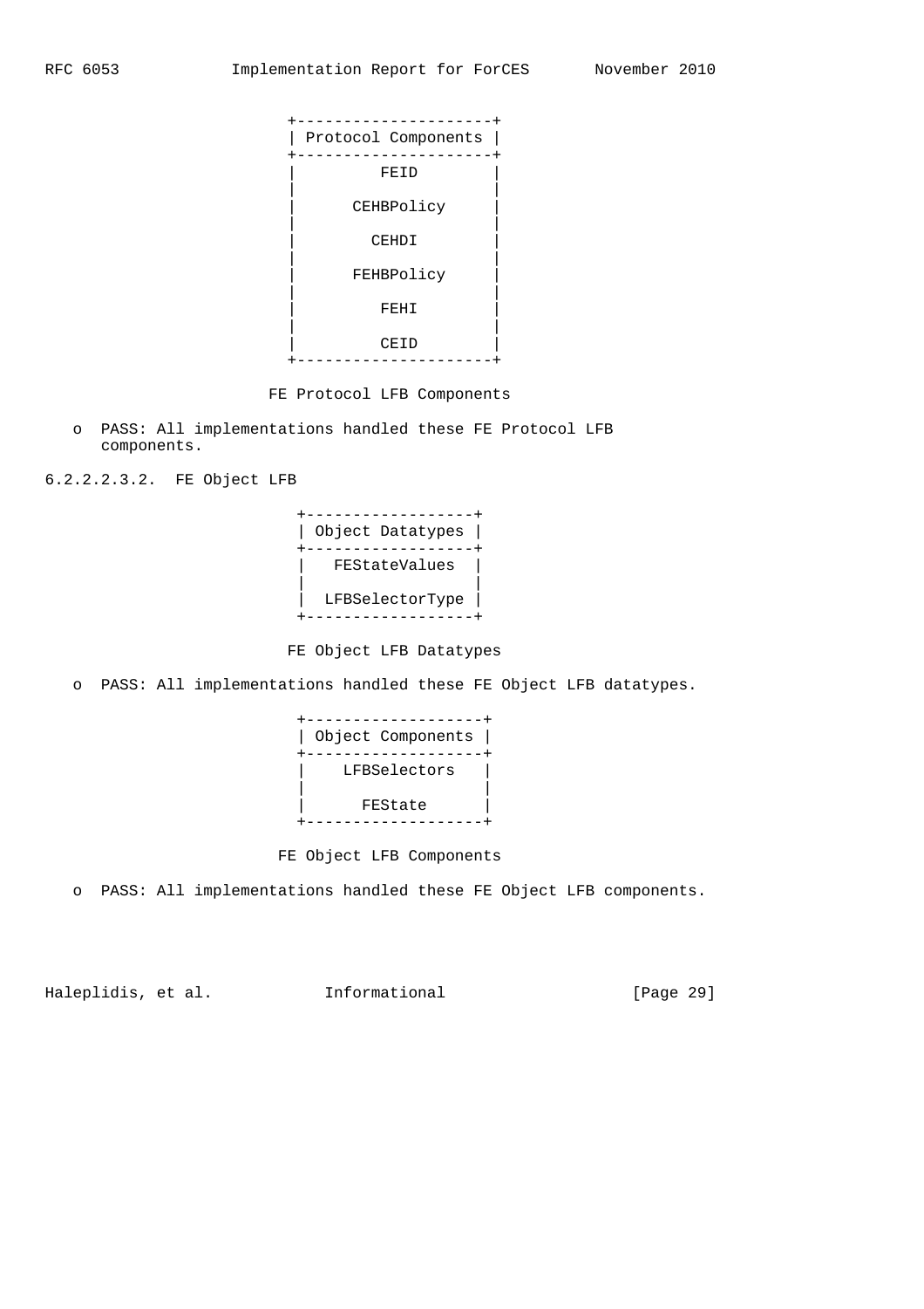| Protocol Components |
| --- |
| FEID |
| CEHBPolicy |
| CEHDI |
| FEHBPolicy |
| FEHI |
| CEID |

FE Protocol LFB Components

- PASS: All implementations handled these FE Protocol LFB components.

###### 6.2.2.2.3.2. FE Object LFB

| Object Datatypes |
| --- |
| FEStateValues |
| LFBSelectorType |

FE Object LFB Datatypes

- PASS: All implementations handled these FE Object LFB datatypes.

| Object Components |
| --- |
| LFBSelectors |
| FEState |

FE Object LFB Components

- PASS: All implementations handled these FE Object LFB components.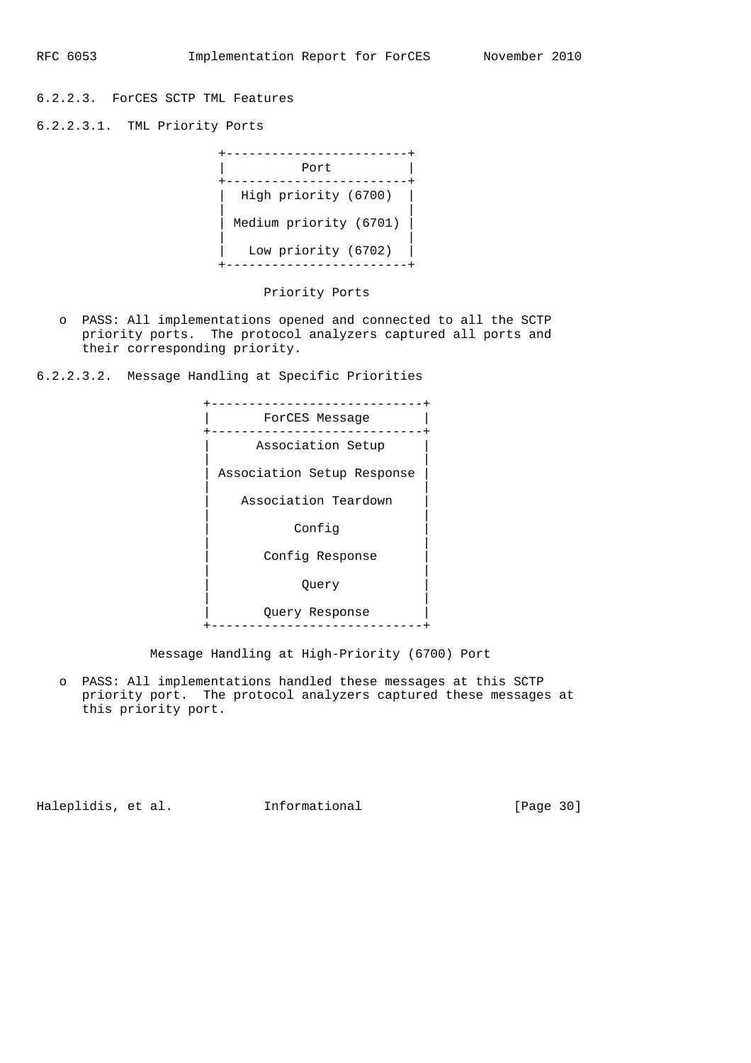#### 6.2.2.3. ForCES SCTP TML Features

##### 6.2.2.3.1. TML Priority Ports

| Port |
| --- |
| High priority (6700) |
| Medium priority (6701) |
| Low priority (6702) |

Priority Ports

- PASS: All implementations opened and connected to all the SCTP priority ports. The protocol analyzers captured all ports and their corresponding priority.

##### 6.2.2.3.2. Message Handling at Specific Priorities

| ForCES Message |
| --- |
| Association Setup |
| Association Setup Response |
| Association Teardown |
| Config |
| Config Response |
| Query |
| Query Response |

Message Handling at High-Priority (6700) Port

- PASS: All implementations handled these messages at this SCTP priority port. The protocol analyzers captured these messages at this priority port.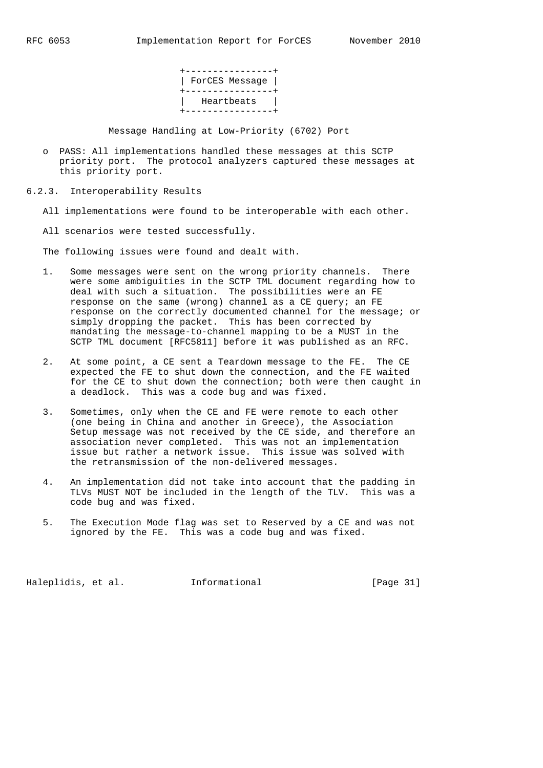```
+----------------+
| ForCES Message |
+----------------+
|   Heartbeats   |
+----------------+
```

Message Handling at Low-Priority (6702) Port

- PASS: All implementations handled these messages at this SCTP priority port. The protocol analyzers captured these messages at this priority port.

### 6.2.3. Interoperability Results

All implementations were found to be interoperable with each other.

All scenarios were tested successfully.

The following issues were found and dealt with.

1. Some messages were sent on the wrong priority channels. There were some ambiguities in the SCTP TML document regarding how to deal with such a situation. The possibilities were an FE response on the same (wrong) channel as a CE query; an FE response on the correctly documented channel for the message; or simply dropping the packet. This has been corrected by mandating the message-to-channel mapping to be a MUST in the SCTP TML document [RFC5811] before it was published as an RFC.

2. At some point, a CE sent a Teardown message to the FE. The CE expected the FE to shut down the connection, and the FE waited for the CE to shut down the connection; both were then caught in a deadlock. This was a code bug and was fixed.

3. Sometimes, only when the CE and FE were remote to each other (one being in China and another in Greece), the Association Setup message was not received by the CE side, and therefore an association never completed. This was not an implementation issue but rather a network issue. This issue was solved with the retransmission of the non-delivered messages.

4. An implementation did not take into account that the padding in TLVs MUST NOT be included in the length of the TLV. This was a code bug and was fixed.

5. The Execution Mode flag was set to Reserved by a CE and was not ignored by the FE. This was a code bug and was fixed.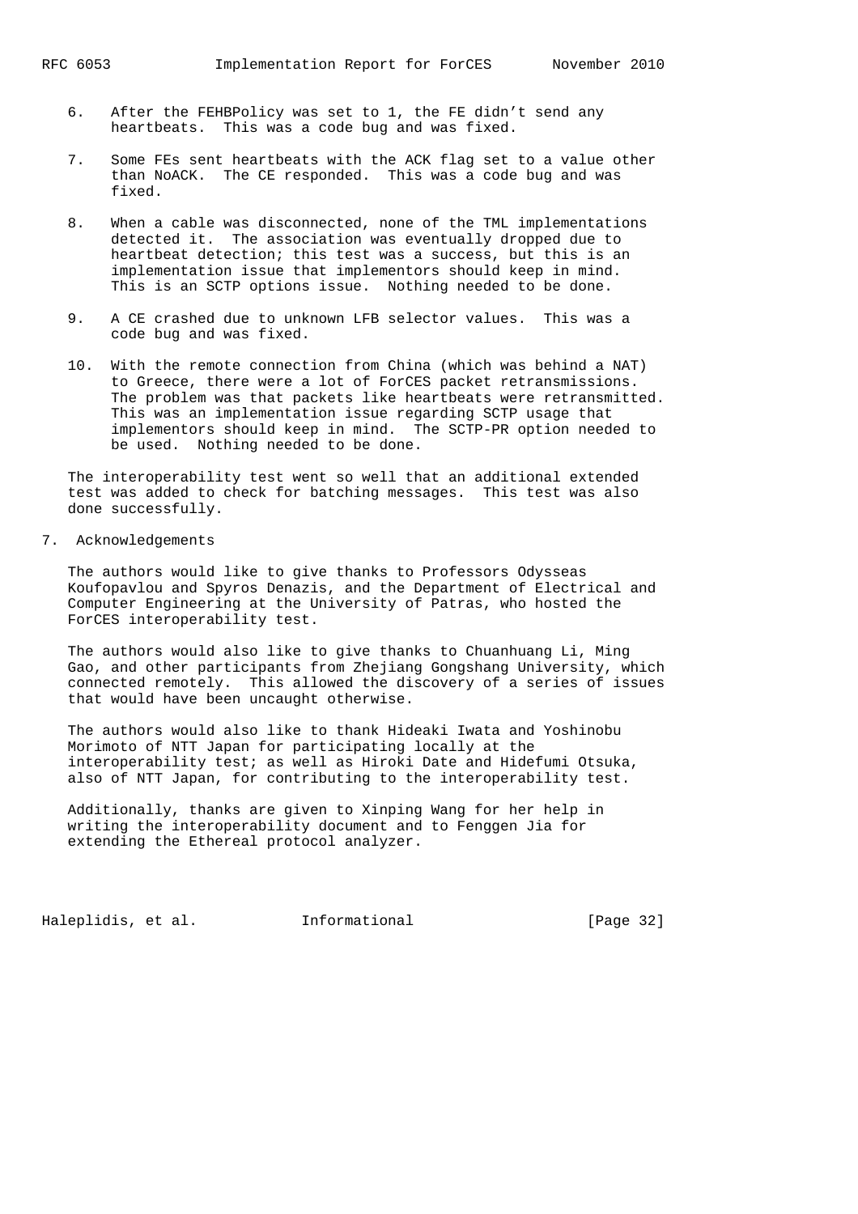6. After the FEHBPolicy was set to 1, the FE didn't send any heartbeats. This was a code bug and was fixed.

7. Some FEs sent heartbeats with the ACK flag set to a value other than NoACK. The CE responded. This was a code bug and was fixed.

8. When a cable was disconnected, none of the TML implementations detected it. The association was eventually dropped due to heartbeat detection; this test was a success, but this is an implementation issue that implementors should keep in mind. This is an SCTP options issue. Nothing needed to be done.

9. A CE crashed due to unknown LFB selector values. This was a code bug and was fixed.

10. With the remote connection from China (which was behind a NAT) to Greece, there were a lot of ForCES packet retransmissions. The problem was that packets like heartbeats were retransmitted. This was an implementation issue regarding SCTP usage that implementors should keep in mind. The SCTP-PR option needed to be used. Nothing needed to be done.

The interoperability test went so well that an additional extended test was added to check for batching messages. This test was also done successfully.

## 7. Acknowledgements

The authors would like to give thanks to Professors Odysseas Koufopavlou and Spyros Denazis, and the Department of Electrical and Computer Engineering at the University of Patras, who hosted the ForCES interoperability test.

The authors would also like to give thanks to Chuanhuang Li, Ming Gao, and other participants from Zhejiang Gongshang University, which connected remotely. This allowed the discovery of a series of issues that would have been uncaught otherwise.

The authors would also like to thank Hideaki Iwata and Yoshinobu Morimoto of NTT Japan for participating locally at the interoperability test; as well as Hiroki Date and Hidefumi Otsuka, also of NTT Japan, for contributing to the interoperability test.

Additionally, thanks are given to Xinping Wang for her help in writing the interoperability document and to Fenggen Jia for extending the Ethereal protocol analyzer.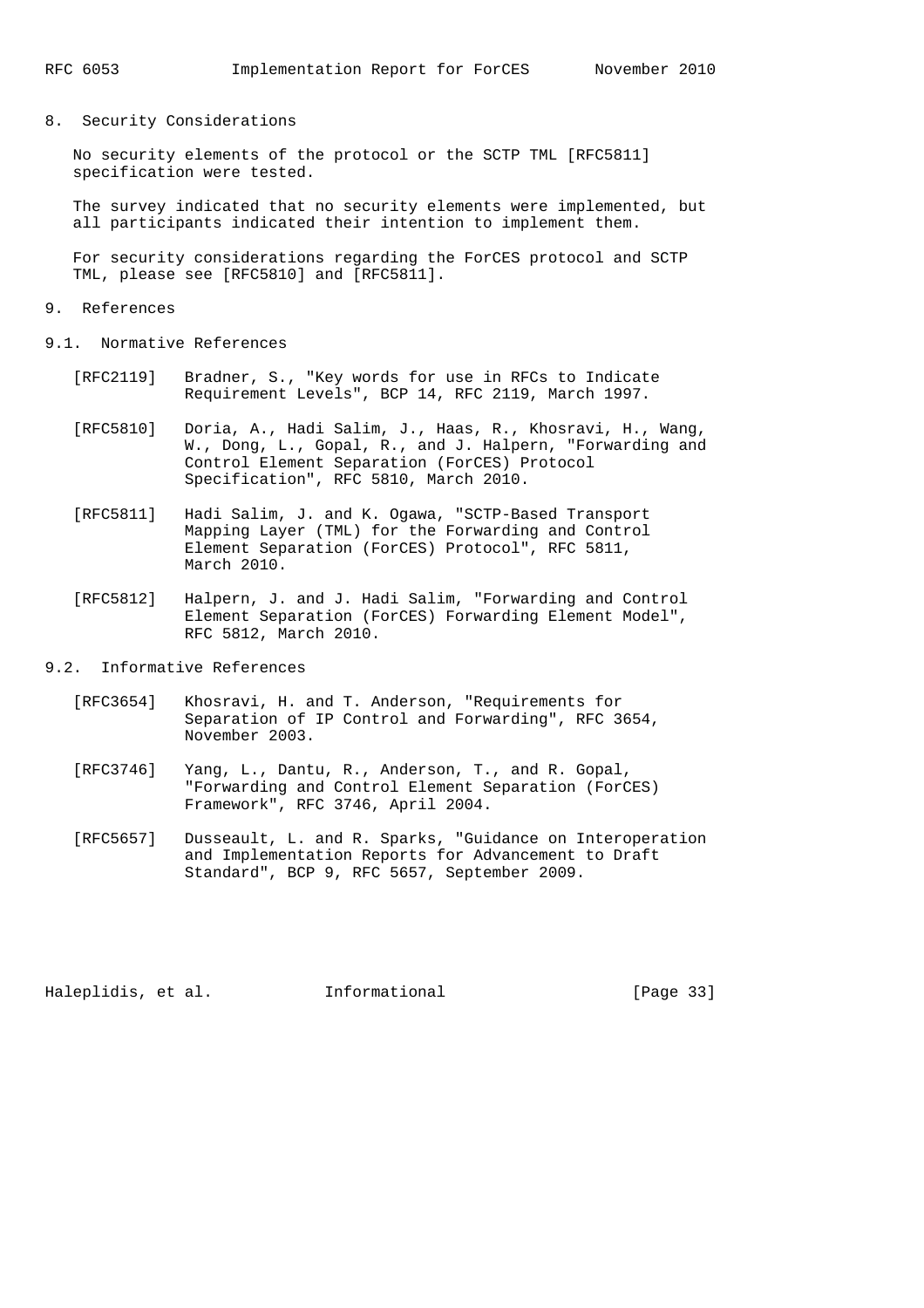## 8. Security Considerations

No security elements of the protocol or the SCTP TML [RFC5811] specification were tested.

The survey indicated that no security elements were implemented, but all participants indicated their intention to implement them.

For security considerations regarding the ForCES protocol and SCTP TML, please see [RFC5810] and [RFC5811].

## 9. References

### 9.1. Normative References

[RFC2119] Bradner, S., "Key words for use in RFCs to Indicate Requirement Levels", BCP 14, RFC 2119, March 1997.

[RFC5810] Doria, A., Hadi Salim, J., Haas, R., Khosravi, H., Wang, W., Dong, L., Gopal, R., and J. Halpern, "Forwarding and Control Element Separation (ForCES) Protocol Specification", RFC 5810, March 2010.

[RFC5811] Hadi Salim, J. and K. Ogawa, "SCTP-Based Transport Mapping Layer (TML) for the Forwarding and Control Element Separation (ForCES) Protocol", RFC 5811, March 2010.

[RFC5812] Halpern, J. and J. Hadi Salim, "Forwarding and Control Element Separation (ForCES) Forwarding Element Model", RFC 5812, March 2010.

### 9.2. Informative References

[RFC3654] Khosravi, H. and T. Anderson, "Requirements for Separation of IP Control and Forwarding", RFC 3654, November 2003.

[RFC3746] Yang, L., Dantu, R., Anderson, T., and R. Gopal, "Forwarding and Control Element Separation (ForCES) Framework", RFC 3746, April 2004.

[RFC5657] Dusseault, L. and R. Sparks, "Guidance on Interoperation and Implementation Reports for Advancement to Draft Standard", BCP 9, RFC 5657, September 2009.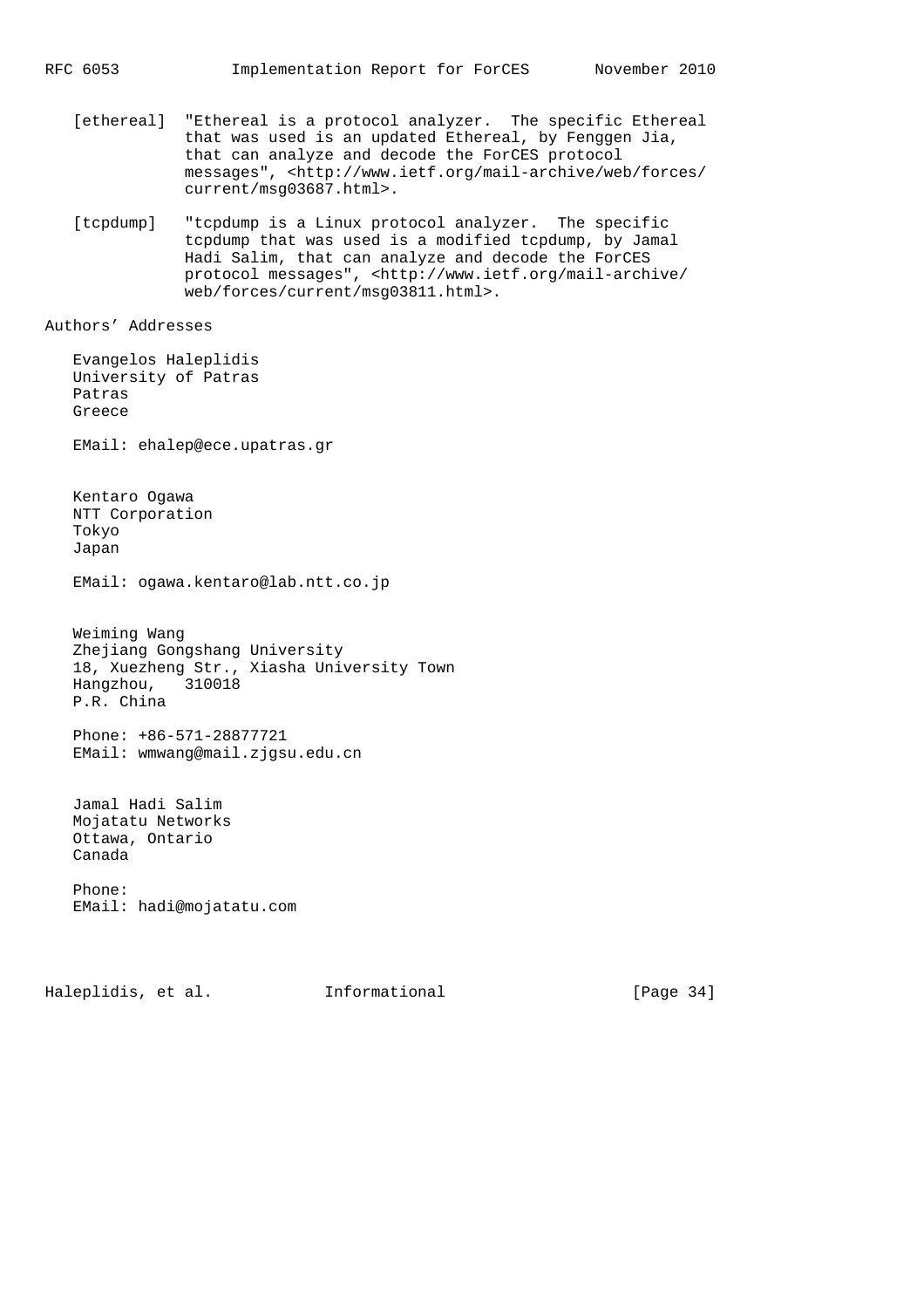[ethereal] "Ethereal is a protocol analyzer. The specific Ethereal that was used is an updated Ethereal, by Fenggen Jia, that can analyze and decode the ForCES protocol messages", <http://www.ietf.org/mail-archive/web/forces/current/msg03687.html>.

[tcpdump] "tcpdump is a Linux protocol analyzer. The specific tcpdump that was used is a modified tcpdump, by Jamal Hadi Salim, that can analyze and decode the ForCES protocol messages", <http://www.ietf.org/mail-archive/web/forces/current/msg03811.html>.

## Authors' Addresses

Evangelos Haleplidis
University of Patras
Patras
Greece

EMail: ehalep@ece.upatras.gr

Kentaro Ogawa
NTT Corporation
Tokyo
Japan

EMail: ogawa.kentaro@lab.ntt.co.jp

Weiming Wang
Zhejiang Gongshang University
18, Xuezheng Str., Xiasha University Town
Hangzhou, 310018
P.R. China

Phone: +86-571-28877721
EMail: wmwang@mail.zjgsu.edu.cn

Jamal Hadi Salim
Mojatatu Networks
Ottawa, Ontario
Canada

Phone:
EMail: hadi@mojatatu.com